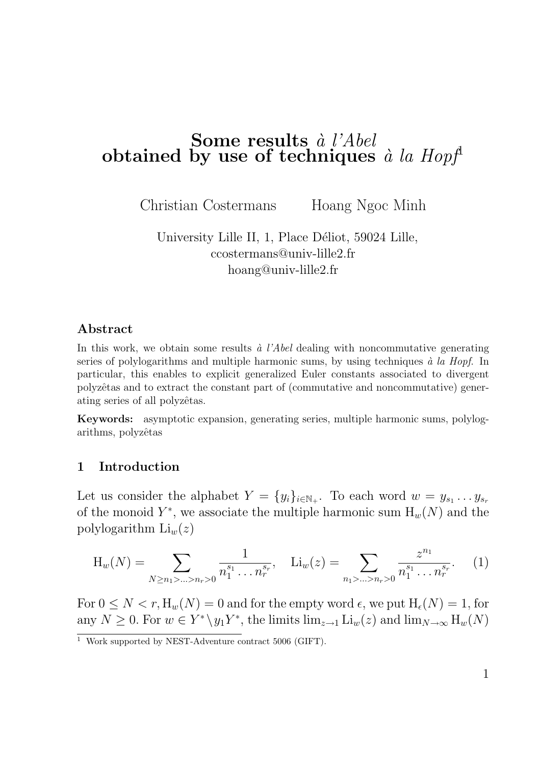# Some results *à l'Abel* obtained by use of techniques *à la Hopf*[1]

Christian Costermans    Hoang Ngoc Minh

University Lille II, 1, Place Déliot, 59024 Lille,
ccostermans@univ-lille2.fr
hoang@univ-lille2.fr

### Abstract

In this work, we obtain some results *à l'Abel* dealing with noncommutative generating series of polylogarithms and multiple harmonic sums, by using techniques *à la Hopf*. In particular, this enables to explicit generalized Euler constants associated to divergent polyzêtas and to extract the constant part of (commutative and noncommutative) generating series of all polyzêtas.

**Keywords:** asymptotic expansion, generating series, multiple harmonic sums, polylogarithms, polyzêtas

## 1 Introduction

Let us consider the alphabet $Y = \{y_i\}_{i \in \mathbb{N}_+}$. To each word $w = y_{s_1} \ldots y_{s_r}$ of the monoid $Y^*$, we associate the multiple harmonic sum $\mathrm{H}_w(N)$ and the polylogarithm $\mathrm{Li}_w(z)$

$$\mathrm{H}_w(N) = \sum_{N \geq n_1 > \ldots > n_r > 0} \frac{1}{n_1^{s_1} \ldots n_r^{s_r}}, \quad \mathrm{Li}_w(z) = \sum_{n_1 > \ldots > n_r > 0} \frac{z^{n_1}}{n_1^{s_1} \ldots n_r^{s_r}}. \tag{1}$$

For $0 \leq N < r, \mathrm{H}_w(N) = 0$ and for the empty word $\epsilon$, we put $\mathrm{H}_\epsilon(N) = 1$, for any $N \geq 0$. For $w \in Y^* \setminus y_1 Y^*$, the limits $\lim_{z \to 1} \mathrm{Li}_w(z)$ and $\lim_{N \to \infty} \mathrm{H}_w(N)$

[1] Work supported by NEST-Adventure contract 5006 (GIFT).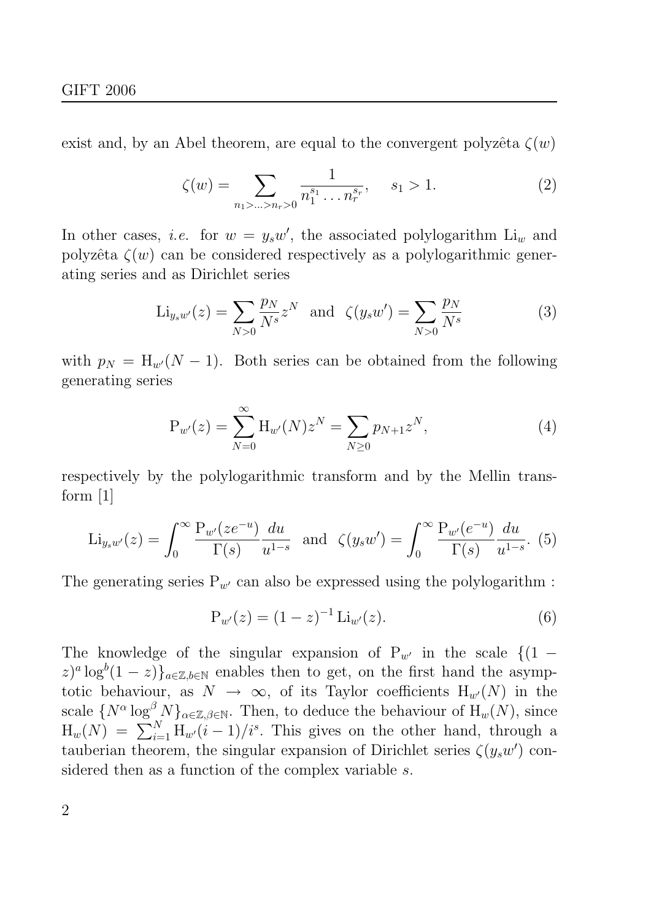exist and, by an Abel theorem, are equal to the convergent polyzêta $\zeta(w)$

$$\zeta(w) = \sum_{n_1 > \ldots > n_r > 0} \frac{1}{n_1^{s_1} \ldots n_r^{s_r}}, \quad s_1 > 1. \tag{2}$$

In other cases, *i.e.* for $w = y_s w'$, the associated polylogarithm $\mathrm{Li}_w$ and polyzêta $\zeta(w)$ can be considered respectively as a polylogarithmic generating series and as Dirichlet series

$$\mathrm{Li}_{y_s w'}(z) = \sum_{N>0} \frac{p_N}{N^s} z^N \quad \text{and} \quad \zeta(y_s w') = \sum_{N>0} \frac{p_N}{N^s} \tag{3}$$

with $p_N = \mathrm{H}_{w'}(N-1)$. Both series can be obtained from the following generating series

$$\mathrm{P}_{w'}(z) = \sum_{N=0}^{\infty} \mathrm{H}_{w'}(N) z^N = \sum_{N \geq 0} p_{N+1} z^N, \tag{4}$$

respectively by the polylogarithmic transform and by the Mellin transform [1]

$$\mathrm{Li}_{y_s w'}(z) = \int_0^{\infty} \frac{\mathrm{P}_{w'}(z e^{-u})}{\Gamma(s)} \frac{du}{u^{1-s}} \quad \text{and} \quad \zeta(y_s w') = \int_0^{\infty} \frac{\mathrm{P}_{w'}(e^{-u})}{\Gamma(s)} \frac{du}{u^{1-s}}. \tag{5}$$

The generating series $\mathrm{P}_{w'}$ can also be expressed using the polylogarithm :

$$\mathrm{P}_{w'}(z) = (1-z)^{-1} \mathrm{Li}_{w'}(z). \tag{6}$$

The knowledge of the singular expansion of $\mathrm{P}_{w'}$ in the scale $\{(1-z)^a \log^b(1-z)\}_{a \in \mathbb{Z}, b \in \mathbb{N}}$ enables then to get, on the first hand the asymptotic behaviour, as $N \to \infty$, of its Taylor coefficients $\mathrm{H}_{w'}(N)$ in the scale $\{N^\alpha \log^\beta N\}_{\alpha \in \mathbb{Z}, \beta \in \mathbb{N}}$. Then, to deduce the behaviour of $\mathrm{H}_w(N)$, since $\mathrm{H}_w(N) = \sum_{i=1}^{N} \mathrm{H}_{w'}(i-1)/i^s$. This gives on the other hand, through a tauberian theorem, the singular expansion of Dirichlet series $\zeta(y_s w')$ considered then as a function of the complex variable $s$.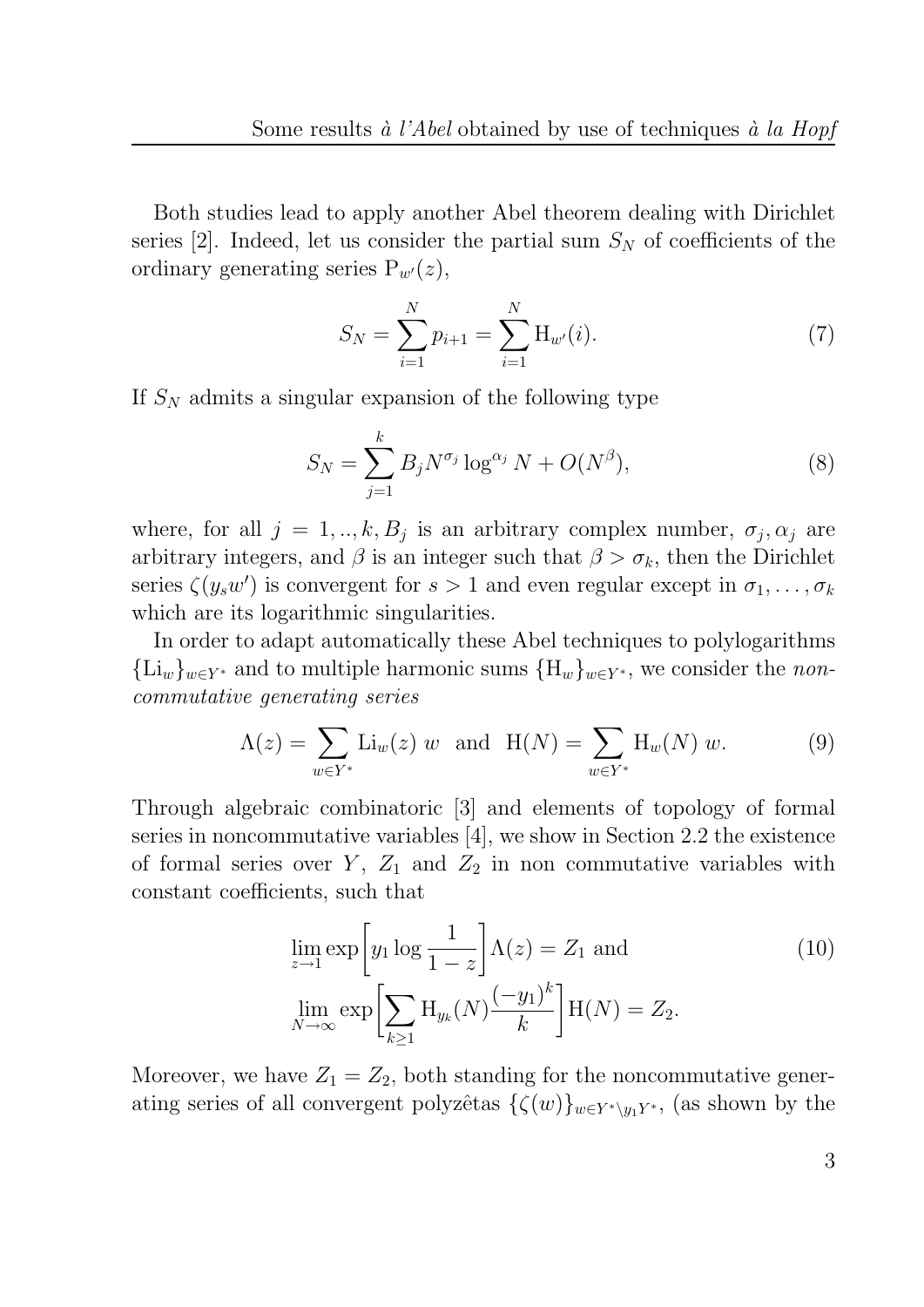Both studies lead to apply another Abel theorem dealing with Dirichlet series [2]. Indeed, let us consider the partial sum $S_N$ of coefficients of the ordinary generating series $\mathrm{P}_{w'}(z)$,

$$S_N = \sum_{i=1}^{N} p_{i+1} = \sum_{i=1}^{N} \mathrm{H}_{w'}(i). \tag{7}$$

If $S_N$ admits a singular expansion of the following type

$$S_N = \sum_{j=1}^{k} B_j N^{\sigma_j} \log^{\alpha_j} N + O(N^{\beta}), \tag{8}$$

where, for all $j = 1, .., k, B_j$ is an arbitrary complex number, $\sigma_j, \alpha_j$ are arbitrary integers, and $\beta$ is an integer such that $\beta > \sigma_k$, then the Dirichlet series $\zeta(y_s w')$ is convergent for $s > 1$ and even regular except in $\sigma_1, \ldots, \sigma_k$ which are its logarithmic singularities.

In order to adapt automatically these Abel techniques to polylogarithms $\{\mathrm{Li}_w\}_{w \in Y^*}$ and to multiple harmonic sums $\{\mathrm{H}_w\}_{w \in Y^*}$, we consider the *non-commutative generating series*

$$\Lambda(z) = \sum_{w \in Y^*} \mathrm{Li}_w(z)\ w \quad \text{and} \quad \mathrm{H}(N) = \sum_{w \in Y^*} \mathrm{H}_w(N)\ w. \tag{9}$$

Through algebraic combinatoric [3] and elements of topology of formal series in noncommutative variables [4], we show in Section 2.2 the existence of formal series over $Y$, $Z_1$ and $Z_2$ in non commutative variables with constant coefficients, such that

$$\begin{aligned} &\lim_{z \to 1} \exp\left[y_1 \log \frac{1}{1-z}\right] \Lambda(z) = Z_1 \text{ and} \\ &\lim_{N \to \infty} \exp\left[\sum_{k \geq 1} \mathrm{H}_{y_k}(N) \frac{(-y_1)^k}{k}\right] \mathrm{H}(N) = Z_2. \end{aligned} \tag{10}$$

Moreover, we have $Z_1 = Z_2$, both standing for the noncommutative generating series of all convergent polyzêtas $\{\zeta(w)\}_{w \in Y^* \setminus y_1 Y^*}$, (as shown by the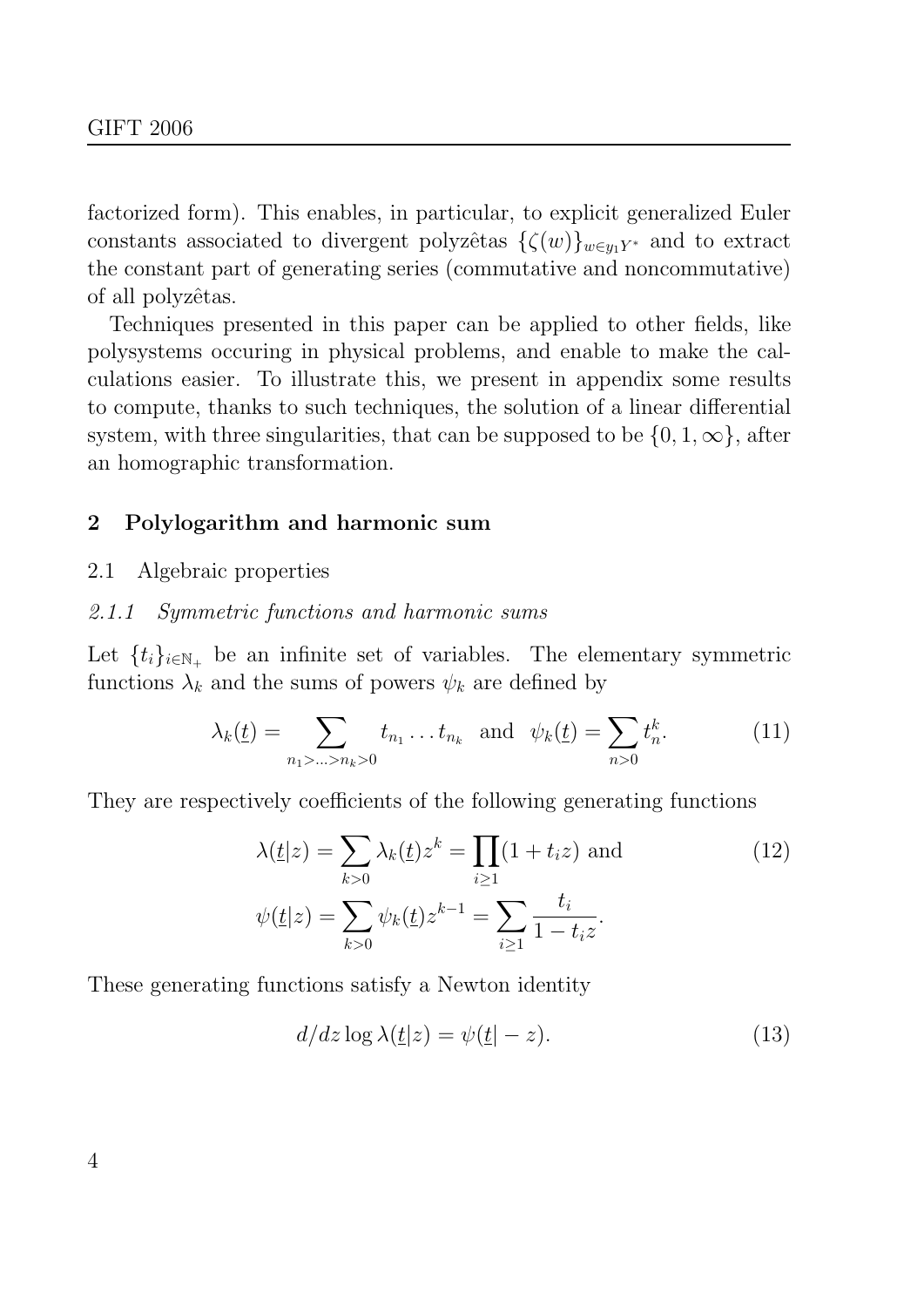factorized form). This enables, in particular, to explicit generalized Euler constants associated to divergent polyzêtas $\{\zeta(w)\}_{w\in y_1Y^*}$ and to extract the constant part of generating series (commutative and noncommutative) of all polyzêtas.

Techniques presented in this paper can be applied to other fields, like polysystems occuring in physical problems, and enable to make the calculations easier. To illustrate this, we present in appendix some results to compute, thanks to such techniques, the solution of a linear differential system, with three singularities, that can be supposed to be $\{0, 1, \infty\}$, after an homographic transformation.

## 2 Polylogarithm and harmonic sum

### 2.1 Algebraic properties

#### *2.1.1 Symmetric functions and harmonic sums*

Let $\{t_i\}_{i\in\mathbb{N}_+}$ be an infinite set of variables. The elementary symmetric functions $\lambda_k$ and the sums of powers $\psi_k$ are defined by

$$\lambda_k(\underline{t}) = \sum_{n_1>\ldots>n_k>0} t_{n_1}\ldots t_{n_k} \quad \text{and} \quad \psi_k(\underline{t}) = \sum_{n>0} t_n^k. \tag{11}$$

They are respectively coefficients of the following generating functions

$$\lambda(\underline{t}|z) = \sum_{k>0} \lambda_k(\underline{t}) z^k = \prod_{i\geq 1}(1 + t_i z) \text{ and} \tag{12}$$

$$\psi(\underline{t}|z) = \sum_{k>0} \psi_k(\underline{t}) z^{k-1} = \sum_{i\geq 1} \frac{t_i}{1 - t_i z}.$$

These generating functions satisfy a Newton identity

$$d/dz \log \lambda(\underline{t}|z) = \psi(\underline{t}| - z). \tag{13}$$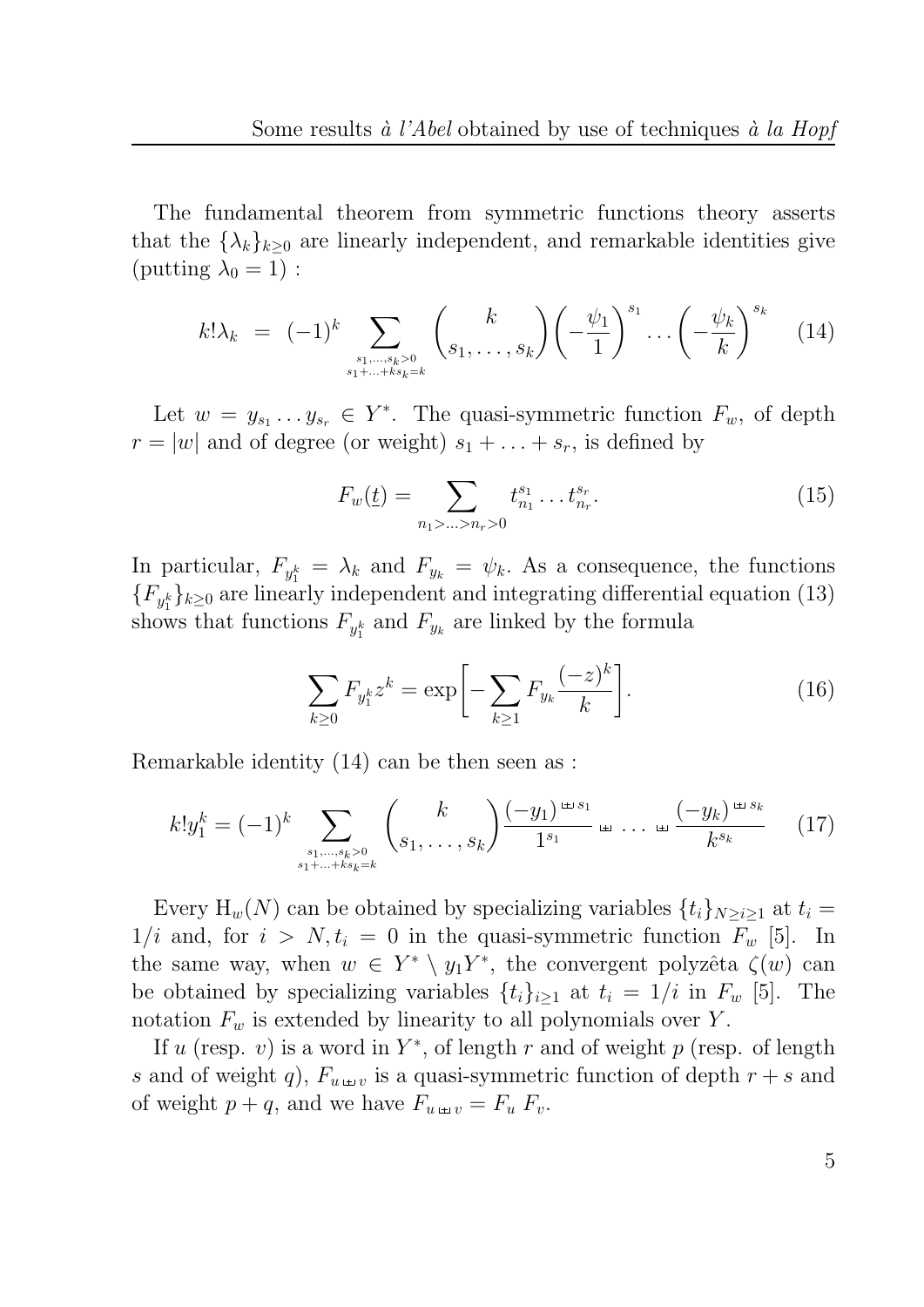The fundamental theorem from symmetric functions theory asserts that the $\{\lambda_k\}_{k\geq 0}$ are linearly independent, and remarkable identities give (putting $\lambda_0 = 1$) :

$$k!\lambda_k \;=\; (-1)^k \sum_{\substack{s_1,\ldots,s_k>0\\ s_1+\ldots+ks_k=k}} \binom{k}{s_1,\ldots,s_k}\left(-\frac{\psi_1}{1}\right)^{s_1}\ldots\left(-\frac{\psi_k}{k}\right)^{s_k} \tag{14}$$

Let $w = y_{s_1}\ldots y_{s_r} \in Y^*$. The quasi-symmetric function $F_w$, of depth $r = |w|$ and of degree (or weight) $s_1 + \ldots + s_r$, is defined by

$$F_w(\underline{t}) = \sum_{n_1>\ldots>n_r>0} t_{n_1}^{s_1}\ldots t_{n_r}^{s_r}. \tag{15}$$

In particular, $F_{y_1^k} = \lambda_k$ and $F_{y_k} = \psi_k$. As a consequence, the functions $\{F_{y_1^k}\}_{k\geq 0}$ are linearly independent and integrating differential equation (13) shows that functions $F_{y_1^k}$ and $F_{y_k}$ are linked by the formula

$$\sum_{k\geq 0} F_{y_1^k} z^k = \exp\biggl[-\sum_{k\geq 1} F_{y_k}\frac{(-z)^k}{k}\biggr]. \tag{16}$$

Remarkable identity (14) can be then seen as :

$$k! y_1^k = (-1)^k \sum_{\substack{s_1,\ldots,s_k>0\\ s_1+\ldots+ks_k=k}} \binom{k}{s_1,\ldots,s_k}\frac{(-y_1)^{\uplus s_1}}{1^{s_1}} \uplus \ldots \uplus \frac{(-y_k)^{\uplus s_k}}{k^{s_k}} \tag{17}$$

Every $\mathrm{H}_w(N)$ can be obtained by specializing variables $\{t_i\}_{N\geq i\geq 1}$ at $t_i = 1/i$ and, for $i > N, t_i = 0$ in the quasi-symmetric function $F_w$ [5]. In the same way, when $w \in Y^* \setminus y_1 Y^*$, the convergent polyzêta $\zeta(w)$ can be obtained by specializing variables $\{t_i\}_{i\geq 1}$ at $t_i = 1/i$ in $F_w$ [5]. The notation $F_w$ is extended by linearity to all polynomials over $Y$.

If $u$ (resp. $v$) is a word in $Y^*$, of length $r$ and of weight $p$ (resp. of length $s$ and of weight $q$), $F_{u \uplus v}$ is a quasi-symmetric function of depth $r+s$ and of weight $p+q$, and we have $F_{u\uplus v} = F_u\, F_v$.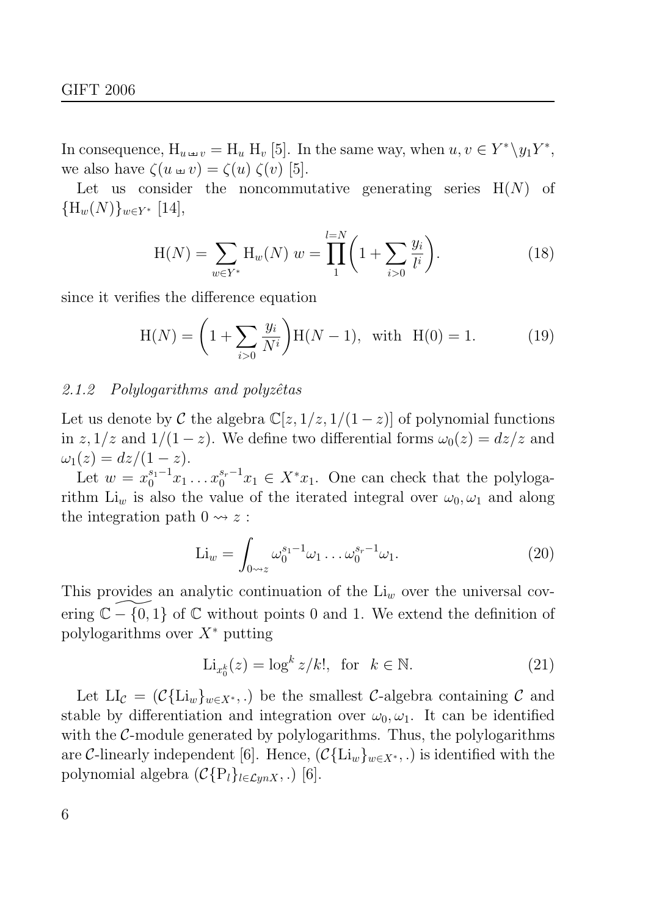In consequence, $\mathrm{H}_{u \text{ ⧢ } v} = \mathrm{H}_u \ \mathrm{H}_v$ [5]. In the same way, when $u, v \in Y^* \backslash y_1 Y^*$, we also have $\zeta(u \text{ ⧢ } v) = \zeta(u) \ \zeta(v)$ [5].

Let us consider the noncommutative generating series $\mathrm{H}(N)$ of $\{\mathrm{H}_w(N)\}_{w \in Y^*}$ [14],

$$\mathrm{H}(N) = \sum_{w \in Y^*} \mathrm{H}_w(N) \ w = \prod_{1}^{l=N} \biggl(1 + \sum_{i>0} \frac{y_i}{l^i}\biggr). \tag{18}$$

since it verifies the difference equation

$$\mathrm{H}(N) = \biggl(1 + \sum_{i>0} \frac{y_i}{N^i}\biggr) \mathrm{H}(N-1), \ \text{ with } \ \mathrm{H}(0) = 1. \tag{19}$$

#### 2.1.2 *Polylogarithms and polyzêtas*

Let us denote by $\mathcal{C}$ the algebra $\mathbb{C}[z, 1/z, 1/(1-z)]$ of polynomial functions in $z, 1/z$ and $1/(1-z)$. We define two differential forms $\omega_0(z) = dz/z$ and $\omega_1(z) = dz/(1-z)$.

Let $w = x_0^{s_1 - 1} x_1 \ldots x_0^{s_r - 1} x_1 \in X^* x_1$. One can check that the polylogarithm $\mathrm{Li}_w$ is also the value of the iterated integral over $\omega_0, \omega_1$ and along the integration path $0 \rightsquigarrow z$ :

$$\mathrm{Li}_w = \int_{0 \rightsquigarrow z} \omega_0^{s_1 - 1} \omega_1 \ldots \omega_0^{s_r - 1} \omega_1. \tag{20}$$

This provides an analytic continuation of the $\mathrm{Li}_w$ over the universal covering $\widetilde{\mathbb{C} - \{0, 1\}}$ of $\mathbb{C}$ without points 0 and 1. We extend the definition of polylogarithms over $X^*$ putting

$$\mathrm{Li}_{x_0^k}(z) = \log^k z / k!, \ \text{ for } \ k \in \mathbb{N}. \tag{21}$$

Let $\mathrm{LI}_{\mathcal{C}} = (\mathcal{C}\{\mathrm{Li}_w\}_{w \in X^*}, .)$ be the smallest $\mathcal{C}$-algebra containing $\mathcal{C}$ and stable by differentiation and integration over $\omega_0, \omega_1$. It can be identified with the $\mathcal{C}$-module generated by polylogarithms. Thus, the polylogarithms are $\mathcal{C}$-linearly independent [6]. Hence, $(\mathcal{C}\{\mathrm{Li}_w\}_{w \in X^*}, .)$ is identified with the polynomial algebra $(\mathcal{C}\{\mathrm{P}_l\}_{l \in \mathcal{L}ynX}, .)$ [6].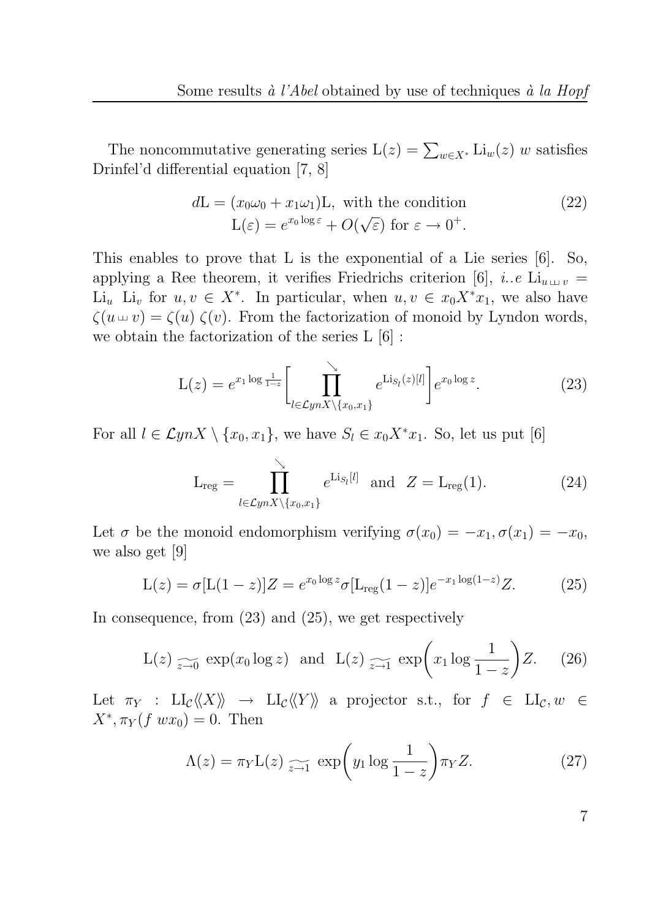The noncommutative generating series $\mathrm{L}(z) = \sum_{w \in X^*} \mathrm{Li}_w(z)\ w$ satisfies Drinfel'd differential equation [7, 8]

$$d\mathrm{L} = (x_0\omega_0 + x_1\omega_1)\mathrm{L},\ \text{with the condition} \qquad (22)$$
$$\mathrm{L}(\varepsilon) = e^{x_0 \log \varepsilon} + O(\sqrt{\varepsilon})\ \text{for}\ \varepsilon \to 0^+.$$

This enables to prove that L is the exponential of a Lie series [6]. So, applying a Ree theorem, it verifies Friedrichs criterion [6], *i..e* $\mathrm{Li}_{u \sqcup\!\sqcup v} = \mathrm{Li}_u\ \mathrm{Li}_v$ for $u, v \in X^*$. In particular, when $u, v \in x_0X^*x_1$, we also have $\zeta(u \sqcup\!\sqcup v) = \zeta(u)\ \zeta(v)$. From the factorization of monoid by Lyndon words, we obtain the factorization of the series L [6] :

$$\mathrm{L}(z) = e^{x_1 \log \frac{1}{1-z}} \Bigg[ \prod_{l \in \mathcal{L}ynX \setminus \{x_0, x_1\}}^{\searrow} e^{\mathrm{Li}_{S_l}(z)[l]} \Bigg] e^{x_0 \log z}. \qquad (23)$$

For all $l \in \mathcal{L}ynX \setminus \{x_0, x_1\}$, we have $S_l \in x_0X^*x_1$. So, let us put [6]

$$\mathrm{L}_{\mathrm{reg}} = \prod_{l \in \mathcal{L}ynX \setminus \{x_0, x_1\}}^{\searrow} e^{\mathrm{Li}_{S_l}[l]} \quad \text{and} \quad Z = \mathrm{L}_{\mathrm{reg}}(1). \qquad (24)$$

Let $\sigma$ be the monoid endomorphism verifying $\sigma(x_0) = -x_1, \sigma(x_1) = -x_0$, we also get [9]

$$\mathrm{L}(z) = \sigma[\mathrm{L}(1-z)]Z = e^{x_0 \log z} \sigma[\mathrm{L}_{\mathrm{reg}}(1-z)] e^{-x_1 \log(1-z)} Z. \qquad (25)$$

In consequence, from (23) and (25), we get respectively

$$\mathrm{L}(z) \underset{z \to 0}{\widetilde{\ \ \ }} \exp(x_0 \log z) \quad \text{and} \quad \mathrm{L}(z) \underset{z \to 1}{\widetilde{\ \ \ }} \exp\left(x_1 \log \frac{1}{1-z}\right) Z. \qquad (26)$$

Let $\pi_Y : \mathrm{LI}_{\mathcal{C}}\langle\langle X \rangle\rangle \to \mathrm{LI}_{\mathcal{C}}\langle\langle Y \rangle\rangle$ a projector s.t., for $f \in \mathrm{LI}_{\mathcal{C}}, w \in X^*, \pi_Y(f\ wx_0) = 0$. Then

$$\Lambda(z) = \pi_Y \mathrm{L}(z) \underset{z \to 1}{\widetilde{\ \ \ }} \exp\left(y_1 \log \frac{1}{1-z}\right) \pi_Y Z. \qquad (27)$$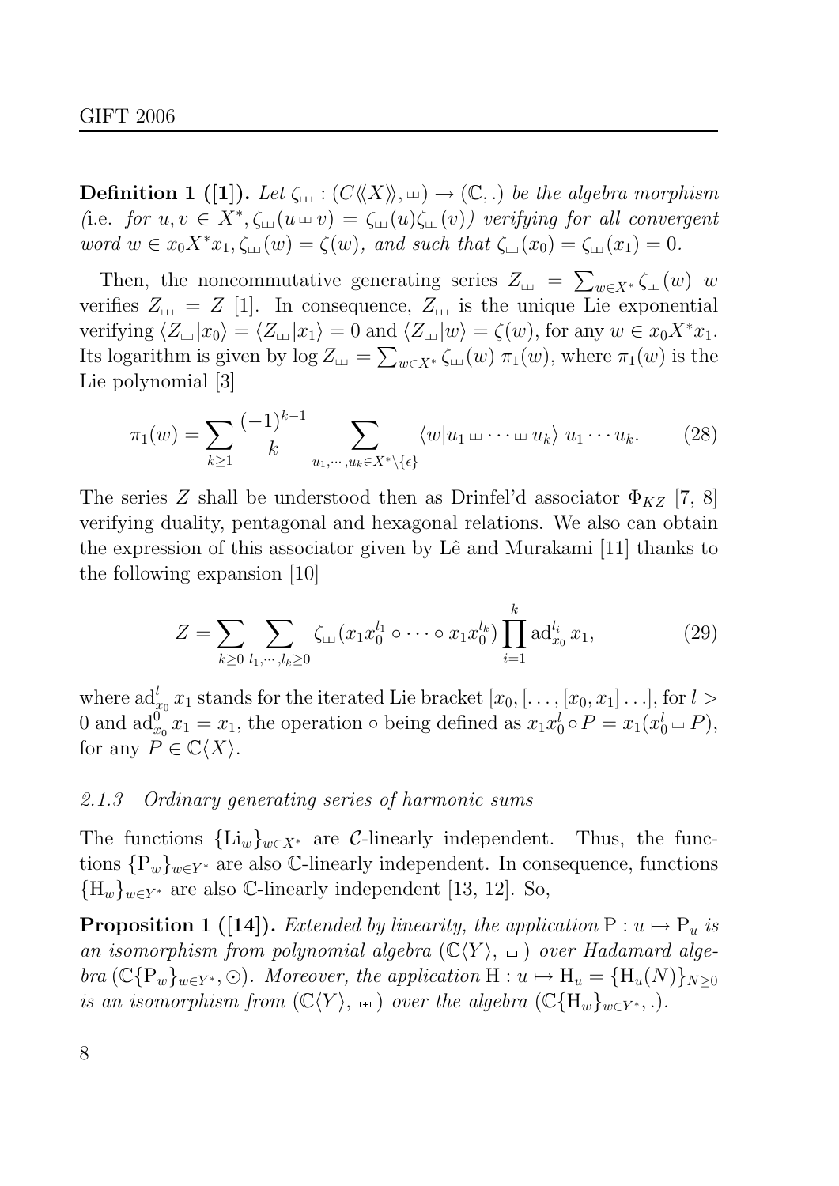**Definition 1 ([1]).** *Let $\zeta_{⧢} : (C\langle\langle X\rangle\rangle, ⧢) \to (\mathbb{C}, .)$ be the algebra morphism (*i.e. *for $u, v \in X^*, \zeta_{⧢}(u ⧢ v) = \zeta_{⧢}(u)\zeta_{⧢}(v)$) verifying for all convergent word $w \in x_0X^*x_1, \zeta_{⧢}(w) = \zeta(w)$, and such that $\zeta_{⧢}(x_0) = \zeta_{⧢}(x_1) = 0$.*

Then, the noncommutative generating series $Z_{⧢} = \sum_{w\in X^*} \zeta_{⧢}(w)\ w$ verifies $Z_{⧢} = Z$ [1]. In consequence, $Z_{⧢}$ is the unique Lie exponential verifying $\langle Z_{⧢}|x_0\rangle = \langle Z_{⧢}|x_1\rangle = 0$ and $\langle Z_{⧢}|w\rangle = \zeta(w)$, for any $w \in x_0X^*x_1$. Its logarithm is given by $\log Z_{⧢} = \sum_{w\in X^*} \zeta_{⧢}(w)\ \pi_1(w)$, where $\pi_1(w)$ is the Lie polynomial [3]

$$\pi_1(w) = \sum_{k\geq 1} \frac{(-1)^{k-1}}{k} \sum_{u_1,\cdots,u_k\in X^*\setminus\{\epsilon\}} \langle w|u_1 ⧢ \cdots ⧢ u_k\rangle\ u_1\cdots u_k. \tag{28}$$

The series $Z$ shall be understood then as Drinfel'd associator $\Phi_{KZ}$ [7, 8] verifying duality, pentagonal and hexagonal relations. We also can obtain the expression of this associator given by Lê and Murakami [11] thanks to the following expansion [10]

$$Z = \sum_{k\geq 0} \sum_{l_1,\cdots,l_k\geq 0} \zeta_{⧢}(x_1x_0^{l_1} \circ \cdots \circ x_1x_0^{l_k}) \prod_{i=1}^{k} \mathrm{ad}_{x_0}^{l_i} x_1, \tag{29}$$

where $\mathrm{ad}_{x_0}^{l} x_1$ stands for the iterated Lie bracket $[x_0, [\ldots, [x_0, x_1]\ldots]$, for $l > 0$ and $\mathrm{ad}_{x_0}^{0} x_1 = x_1$, the operation $\circ$ being defined as $x_1x_0^l \circ P = x_1(x_0^l ⧢ P)$, for any $P \in \mathbb{C}\langle X\rangle$.

### 2.1.3 Ordinary generating series of harmonic sums

The functions $\{\mathrm{Li}_w\}_{w\in X^*}$ are $\mathcal{C}$-linearly independent. Thus, the functions $\{\mathrm{P}_w\}_{w\in Y^*}$ are also $\mathbb{C}$-linearly independent. In consequence, functions $\{\mathrm{H}_w\}_{w\in Y^*}$ are also $\mathbb{C}$-linearly independent [13, 12]. So,

**Proposition 1 ([14]).** *Extended by linearity, the application $\mathrm{P} : u \mapsto \mathrm{P}_u$ is an isomorphism from polynomial algebra $(\mathbb{C}\langle Y\rangle, ⧢\!\!\!\!-)$ over Hadamard algebra $(\mathbb{C}\{\mathrm{P}_w\}_{w\in Y^*}, \odot)$. Moreover, the application $\mathrm{H} : u \mapsto \mathrm{H}_u = \{\mathrm{H}_u(N)\}_{N\geq 0}$ is an isomorphism from $(\mathbb{C}\langle Y\rangle, ⧢\!\!\!\!-)$ over the algebra $(\mathbb{C}\{\mathrm{H}_w\}_{w\in Y^*}, .)$.*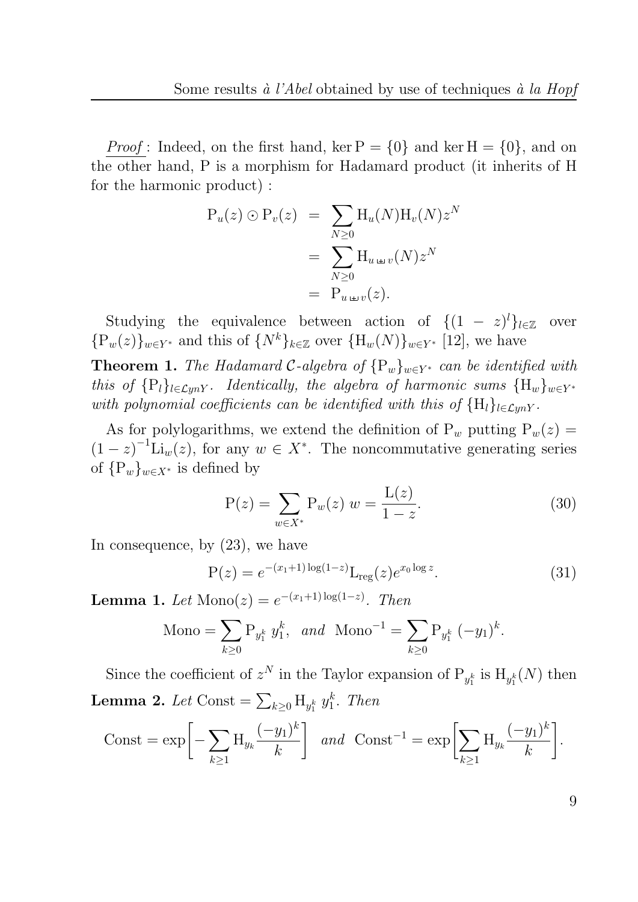*Proof* : Indeed, on the first hand, $\ker \mathrm{P} = \{0\}$ and $\ker \mathrm{H} = \{0\}$, and on the other hand, P is a morphism for Hadamard product (it inherits of H for the harmonic product) :

$$
\begin{aligned}
\mathrm{P}_u(z) \odot \mathrm{P}_v(z) &= \sum_{N\geq 0} \mathrm{H}_u(N)\mathrm{H}_v(N) z^N \\
&= \sum_{N\geq 0} \mathrm{H}_{u \,\text{⧢}\, v}(N) z^N \\
&= \mathrm{P}_{u \,\text{⧢}\, v}(z).
\end{aligned}
$$

Studying the equivalence between action of $\{(1-z)^l\}_{l\in\mathbb{Z}}$ over $\{\mathrm{P}_w(z)\}_{w\in Y^*}$ and this of $\{N^k\}_{k\in\mathbb{Z}}$ over $\{\mathrm{H}_w(N)\}_{w\in Y^*}$ [12], we have

**Theorem 1.** *The Hadamard $\mathcal{C}$-algebra of $\{\mathrm{P}_w\}_{w\in Y^*}$ can be identified with this of $\{\mathrm{P}_l\}_{l\in\mathcal{L}ynY}$. Identically, the algebra of harmonic sums $\{\mathrm{H}_w\}_{w\in Y^*}$ with polynomial coefficients can be identified with this of $\{\mathrm{H}_l\}_{l\in\mathcal{L}ynY}$.*

As for polylogarithms, we extend the definition of $\mathrm{P}_w$ putting $\mathrm{P}_w(z) = (1-z)^{-1}\mathrm{Li}_w(z)$, for any $w \in X^*$. The noncommutative generating series of $\{\mathrm{P}_w\}_{w\in X^*}$ is defined by

$$
\mathrm{P}(z) = \sum_{w\in X^*} \mathrm{P}_w(z)\; w = \frac{\mathrm{L}(z)}{1-z}. \tag{30}
$$

In consequence, by (23), we have

$$
\mathrm{P}(z) = e^{-(x_1+1)\log(1-z)} \mathrm{L}_{\mathrm{reg}}(z) e^{x_0 \log z}. \tag{31}
$$

**Lemma 1.** *Let $\mathrm{Mono}(z) = e^{-(x_1+1)\log(1-z)}$. Then*

$$
\mathrm{Mono} = \sum_{k\geq 0} \mathrm{P}_{y_1^k}\; y_1^k, \quad \textit{and} \quad \mathrm{Mono}^{-1} = \sum_{k\geq 0} \mathrm{P}_{y_1^k}\; (-y_1)^k.
$$

Since the coefficient of $z^N$ in the Taylor expansion of $\mathrm{P}_{y_1^k}$ is $\mathrm{H}_{y_1^k}(N)$ then

**Lemma 2.** *Let $\mathrm{Const} = \sum_{k\geq 0} \mathrm{H}_{y_1^k}\; y_1^k$. Then*

$$
\mathrm{Const} = \exp\biggl[-\sum_{k\geq 1} \mathrm{H}_{y_k} \frac{(-y_1)^k}{k}\biggr] \quad \textit{and} \quad \mathrm{Const}^{-1} = \exp\biggl[\sum_{k\geq 1} \mathrm{H}_{y_k} \frac{(-y_1)^k}{k}\biggr].
$$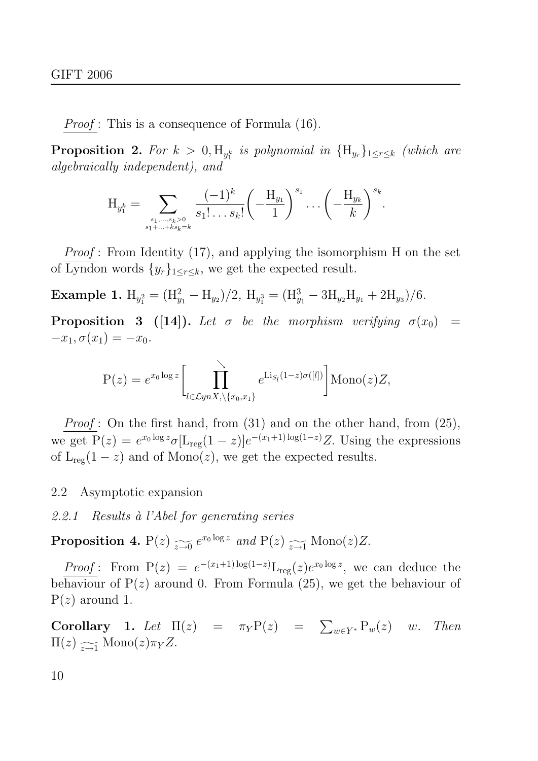*Proof* : This is a consequence of Formula (16).

**Proposition 2.** *For $k > 0, \mathrm{H}_{y_1^k}$ is polynomial in $\{\mathrm{H}_{y_r}\}_{1 \le r \le k}$ (which are algebraically independent), and*

$$\mathrm{H}_{y_1^k} = \sum_{\substack{s_1,\ldots,s_k>0 \\ s_1+\ldots+ks_k=k}} \frac{(-1)^k}{s_1!\ldots s_k!}\left(-\frac{\mathrm{H}_{y_1}}{1}\right)^{s_1}\ldots\left(-\frac{\mathrm{H}_{y_k}}{k}\right)^{s_k}.$$

*Proof* : From Identity (17), and applying the isomorphism H on the set of Lyndon words $\{y_r\}_{1 \le r \le k}$, we get the expected result.

**Example 1.** $\mathrm{H}_{y_1^2} = (\mathrm{H}_{y_1}^2 - \mathrm{H}_{y_2})/2$, $\mathrm{H}_{y_1^3} = (\mathrm{H}_{y_1}^3 - 3\mathrm{H}_{y_2}\mathrm{H}_{y_1} + 2\mathrm{H}_{y_3})/6$.

**Proposition 3 ([14]).** *Let $\sigma$ be the morphism verifying $\sigma(x_0) = -x_1, \sigma(x_1) = -x_0$.*

$$\mathrm{P}(z) = e^{x_0 \log z}\left[\prod_{l \in \mathcal{L}ynX,\setminus\{x_0,x_1\}}^{\searrow} e^{\mathrm{Li}_{S_l}(1-z)\sigma([l])}\right]\mathrm{Mono}(z)Z,$$

*Proof* : On the first hand, from (31) and on the other hand, from (25), we get $\mathrm{P}(z) = e^{x_0 \log z}\sigma[\mathrm{L}_{\mathrm{reg}}(1-z)]e^{-(x_1+1)\log(1-z)}Z$. Using the expressions of $\mathrm{L}_{\mathrm{reg}}(1-z)$ and of $\mathrm{Mono}(z)$, we get the expected results.

### 2.2 Asymptotic expansion

#### *2.2.1 Results à l'Abel for generating series*

**Proposition 4.** $\mathrm{P}(z) \underset{z \to 0}{\widetilde{\phantom{xx}}} e^{x_0 \log z}$ *and* $\mathrm{P}(z) \underset{z \to 1}{\widetilde{\phantom{xx}}} \mathrm{Mono}(z)Z$.

*Proof* : From $\mathrm{P}(z) = e^{-(x_1+1)\log(1-z)}\mathrm{L}_{\mathrm{reg}}(z)e^{x_0 \log z}$, we can deduce the behaviour of $\mathrm{P}(z)$ around 0. From Formula (25), we get the behaviour of $\mathrm{P}(z)$ around 1.

**Corollary 1.** *Let $\Pi(z) = \pi_Y \mathrm{P}(z) = \sum_{w \in Y^*} \mathrm{P}_w(z) \quad w$. Then* $\Pi(z) \underset{z \to 1}{\widetilde{\phantom{xx}}} \mathrm{Mono}(z)\pi_Y Z$.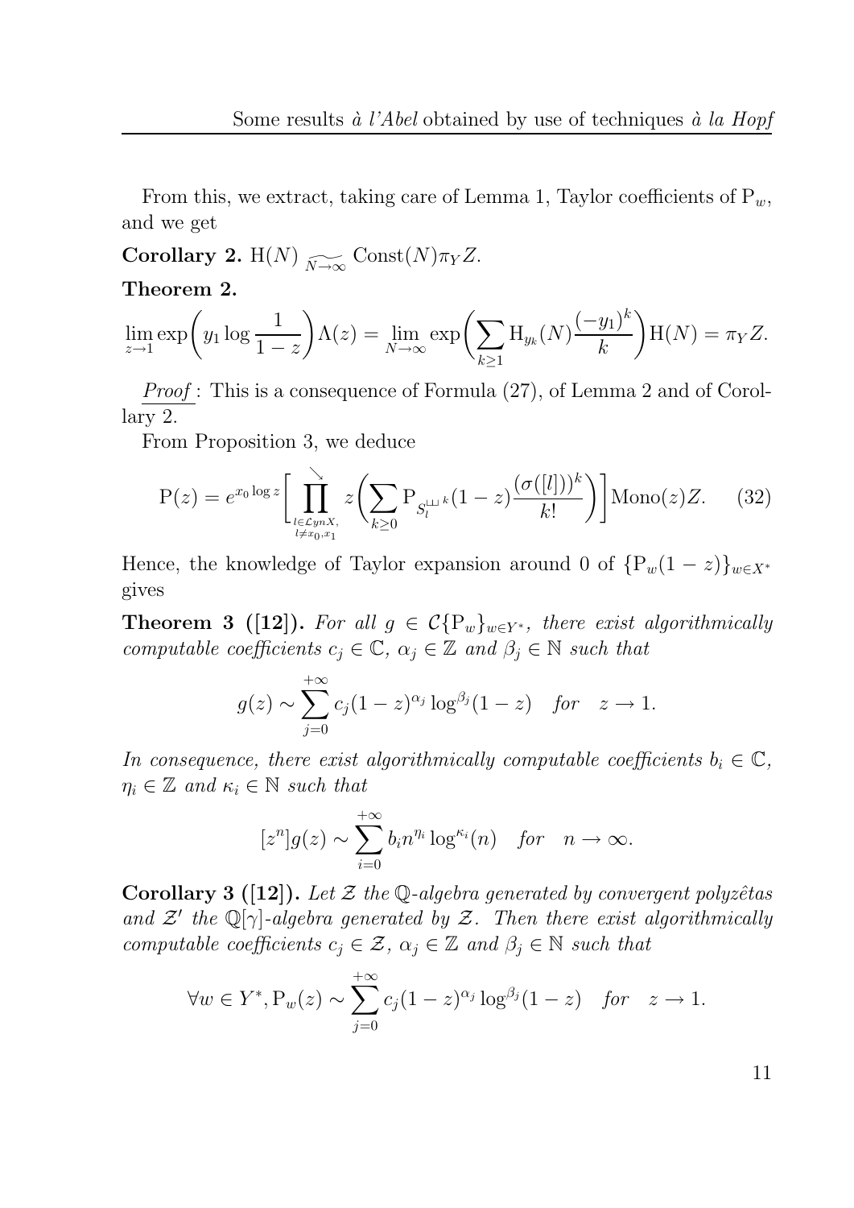From this, we extract, taking care of Lemma 1, Taylor coefficients of $\mathrm{P}_w$, and we get

**Corollary 2.** $\mathrm{H}(N) \underset{N\to\infty}{\widetilde{\quad}} \mathrm{Const}(N)\pi_Y Z$.

**Theorem 2.**

$$\lim_{z\to 1} \exp\left(y_1 \log\frac{1}{1-z}\right)\Lambda(z) = \lim_{N\to\infty} \exp\left(\sum_{k\geq 1} \mathrm{H}_{y_k}(N)\frac{(-y_1)^k}{k}\right)\mathrm{H}(N) = \pi_Y Z.$$

*Proof* : This is a consequence of Formula (27), of Lemma 2 and of Corollary 2.

From Proposition 3, we deduce

$$\mathrm{P}(z) = e^{x_0 \log z}\Bigg[\prod_{\substack{l\in\mathcal{L}ynX,\\ l\neq x_0,x_1}}^{\searrow} z\left(\sum_{k\geq 0} \mathrm{P}_{S_l^{\sqcup\!\sqcup\, k}}(1-z)\frac{(\sigma([l]))^k}{k!}\right)\Bigg]\mathrm{Mono}(z)Z. \tag{32}$$

Hence, the knowledge of Taylor expansion around 0 of $\{\mathrm{P}_w(1-z)\}_{w\in X^*}$ gives

**Theorem 3 ([12]).** *For all $g \in \mathcal{C}\{\mathrm{P}_w\}_{w\in Y^*}$, there exist algorithmically computable coefficients $c_j \in \mathbb{C}$, $\alpha_j \in \mathbb{Z}$ and $\beta_j \in \mathbb{N}$ such that*

$$g(z) \sim \sum_{j=0}^{+\infty} c_j (1-z)^{\alpha_j} \log^{\beta_j}(1-z) \quad \textit{for} \quad z \to 1.$$

*In consequence, there exist algorithmically computable coefficients $b_i \in \mathbb{C}$, $\eta_i \in \mathbb{Z}$ and $\kappa_i \in \mathbb{N}$ such that*

$$[z^n]g(z) \sim \sum_{i=0}^{+\infty} b_i n^{\eta_i} \log^{\kappa_i}(n) \quad \textit{for} \quad n \to \infty.$$

**Corollary 3 ([12]).** *Let $\mathcal{Z}$ the $\mathbb{Q}$-algebra generated by convergent polyzêtas and $\mathcal{Z}'$ the $\mathbb{Q}[\gamma]$-algebra generated by $\mathcal{Z}$. Then there exist algorithmically computable coefficients $c_j \in \mathcal{Z}$, $\alpha_j \in \mathbb{Z}$ and $\beta_j \in \mathbb{N}$ such that*

$$\forall w \in Y^*, \mathrm{P}_w(z) \sim \sum_{j=0}^{+\infty} c_j (1-z)^{\alpha_j} \log^{\beta_j}(1-z) \quad \textit{for} \quad z \to 1.$$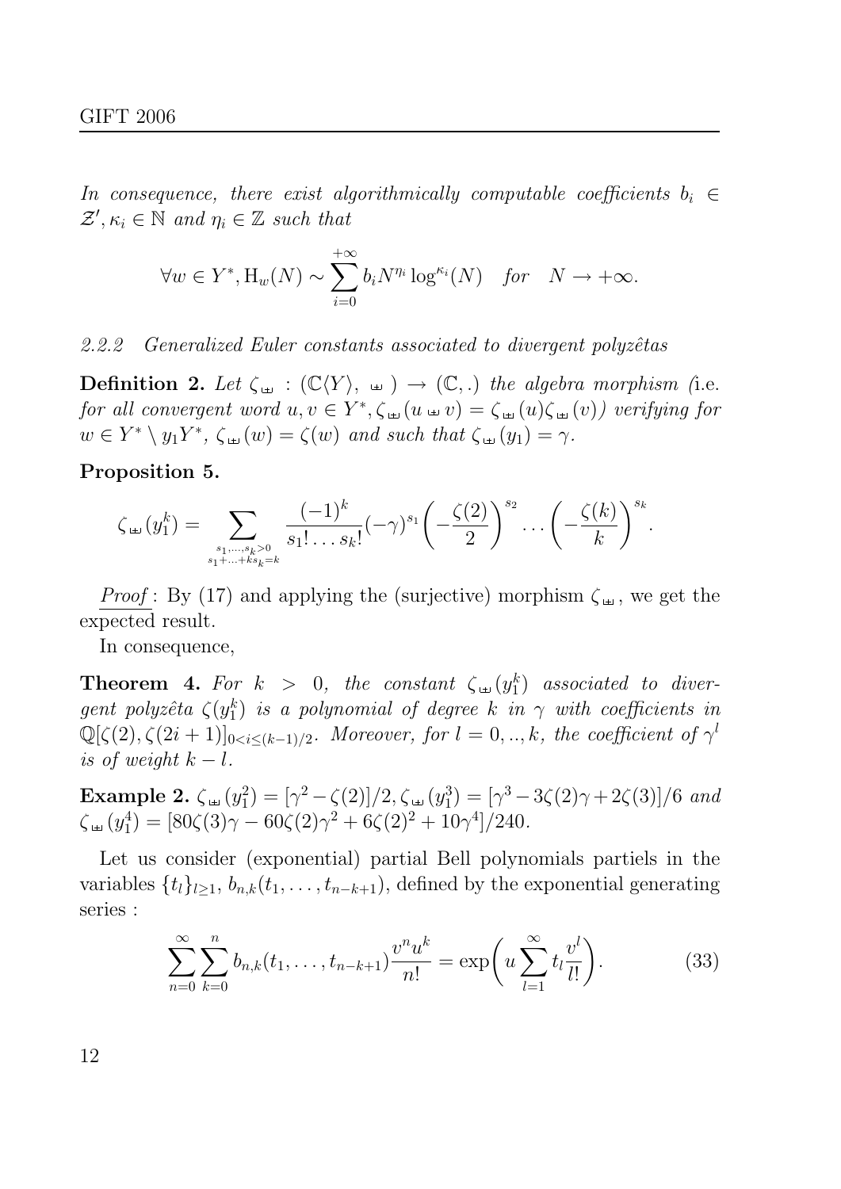*In consequence, there exist algorithmically computable coefficients $b_i \in \mathcal{Z}', \kappa_i \in \mathbb{N}$ and $\eta_i \in \mathbb{Z}$ such that*

$$\forall w \in Y^*, \mathrm{H}_w(N) \sim \sum_{i=0}^{+\infty} b_i N^{\eta_i} \log^{\kappa_i}(N) \quad \textit{for} \quad N \to +\infty.$$

#### 2.2.2 Generalized Euler constants associated to divergent polyzêtas

**Definition 2.** *Let $\zeta_{⧢} : (\mathbb{C}\langle Y \rangle, ⧢) \to (\mathbb{C}, .)$ the algebra morphism (i.e. for all convergent word $u, v \in Y^*, \zeta_{⧢}(u ⧢ v) = \zeta_{⧢}(u)\zeta_{⧢}(v)$) verifying for $w \in Y^* \setminus y_1 Y^*$, $\zeta_{⧢}(w) = \zeta(w)$ and such that $\zeta_{⧢}(y_1) = \gamma$.*

**Proposition 5.**

$$\zeta_{⧢}(y_1^k) = \sum_{\substack{s_1,\ldots,s_k>0 \\ s_1+\ldots+ks_k=k}} \frac{(-1)^k}{s_1!\ldots s_k!}(-\gamma)^{s_1}\left(-\frac{\zeta(2)}{2}\right)^{s_2}\ldots\left(-\frac{\zeta(k)}{k}\right)^{s_k}.$$

*Proof* : By (17) and applying the (surjective) morphism $\zeta_{⧢}$, we get the expected result.

In consequence,

**Theorem 4.** *For $k > 0$, the constant $\zeta_{⧢}(y_1^k)$ associated to divergent polyzêta $\zeta(y_1^k)$ is a polynomial of degree $k$ in $\gamma$ with coefficients in $\mathbb{Q}[\zeta(2), \zeta(2i+1)]_{0<i\leq(k-1)/2}$. Moreover, for $l = 0, .., k$, the coefficient of $\gamma^l$ is of weight $k - l$.*

**Example 2.** $\zeta_{⧢}(y_1^2) = [\gamma^2 - \zeta(2)]/2, \zeta_{⧢}(y_1^3) = [\gamma^3 - 3\zeta(2)\gamma + 2\zeta(3)]/6$ *and* $\zeta_{⧢}(y_1^4) = [80\zeta(3)\gamma - 60\zeta(2)\gamma^2 + 6\zeta(2)^2 + 10\gamma^4]/240$.

Let us consider (exponential) partial Bell polynomials partiels in the variables $\{t_l\}_{l\geq 1}$, $b_{n,k}(t_1, \ldots, t_{n-k+1})$, defined by the exponential generating series :

$$\sum_{n=0}^{\infty}\sum_{k=0}^{n} b_{n,k}(t_1, \ldots, t_{n-k+1})\frac{v^n u^k}{n!} = \exp\biggl(u\sum_{l=1}^{\infty} t_l \frac{v^l}{l!}\biggr). \tag{33}$$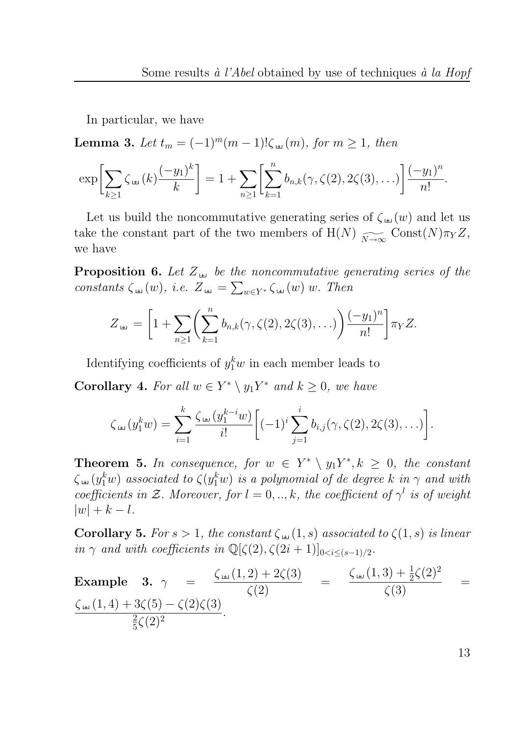In particular, we have

**Lemma 3.** *Let $t_m = (-1)^m (m-1)! \zeta_{\text{ш}}(m)$, for $m \geq 1$, then*

$$\exp\bigg[\sum_{k\geq 1} \zeta_{\text{ш}}(k) \frac{(-y_1)^k}{k}\bigg] = 1 + \sum_{n\geq 1}\bigg[\sum_{k=1}^{n} b_{n,k}(\gamma, \zeta(2), 2\zeta(3), \ldots)\bigg] \frac{(-y_1)^n}{n!}.$$

Let us build the noncommutative generating series of $\zeta_{\text{ш}}(w)$ and let us take the constant part of the two members of $\mathrm{H}(N) \underset{N\to\infty}{\widetilde{\quad}} \mathrm{Const}(N)\pi_Y Z$, we have

**Proposition 6.** *Let $Z_{\text{ш}}$ be the noncommutative generating series of the constants $\zeta_{\text{ш}}(w)$, i.e. $Z_{\text{ш}} = \sum_{w\in Y^*} \zeta_{\text{ш}}(w)\, w$. Then*

$$Z_{\text{ш}} = \bigg[1 + \sum_{n\geq 1}\bigg(\sum_{k=1}^{n} b_{n,k}(\gamma, \zeta(2), 2\zeta(3), \ldots)\bigg) \frac{(-y_1)^n}{n!}\bigg]\pi_Y Z.$$

Identifying coefficients of $y_1^k w$ in each member leads to

**Corollary 4.** *For all $w \in Y^* \setminus y_1 Y^*$ and $k \geq 0$, we have*

$$\zeta_{\text{ш}}(y_1^k w) = \sum_{i=1}^{k} \frac{\zeta_{\text{ш}}(y_1^{k-i} w)}{i!}\bigg[(-1)^i \sum_{j=1}^{i} b_{i,j}(\gamma, \zeta(2), 2\zeta(3), \ldots)\bigg].$$

**Theorem 5.** *In consequence, for $w \in Y^* \setminus y_1 Y^*, k \geq 0$, the constant $\zeta_{\text{ш}}(y_1^k w)$ associated to $\zeta(y_1^k w)$ is a polynomial of de degree $k$ in $\gamma$ and with coefficients in $\mathcal{Z}$. Moreover, for $l = 0, .., k$, the coefficient of $\gamma^l$ is of weight $|w| + k - l$.*

**Corollary 5.** *For $s > 1$, the constant $\zeta_{\text{ш}}(1, s)$ associated to $\zeta(1, s)$ is linear in $\gamma$ and with coefficients in $\mathbb{Q}[\zeta(2), \zeta(2i+1)]_{0<i\leq(s-1)/2}$.*

**Example 3.** $\gamma = \dfrac{\zeta_{\text{ш}}(1,2) + 2\zeta(3)}{\zeta(2)} = \dfrac{\zeta_{\text{ш}}(1,3) + \frac{1}{2}\zeta(2)^2}{\zeta(3)} = \dfrac{\zeta_{\text{ш}}(1,4) + 3\zeta(5) - \zeta(2)\zeta(3)}{\frac{2}{5}\zeta(2)^2}.$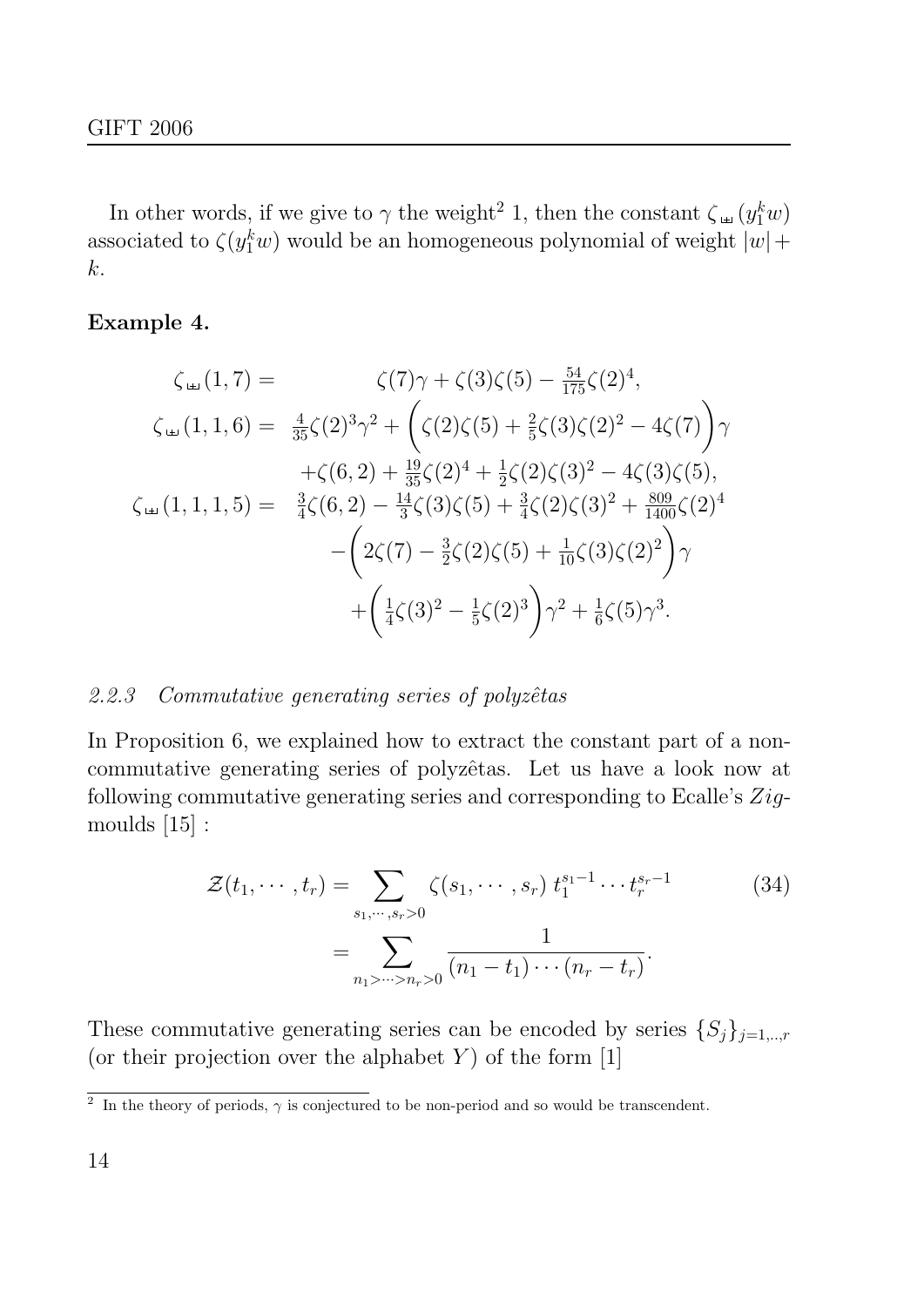In other words, if we give to $\gamma$ the weight[2] 1, then the constant $\zeta_{⧢}(y_1^k w)$ associated to $\zeta(y_1^k w)$ would be an homogeneous polynomial of weight $|w|+k$.

**Example 4.**

$$
\begin{aligned}
\zeta_{⧢}(1,7) = &\quad \zeta(7)\gamma + \zeta(3)\zeta(5) - \tfrac{54}{175}\zeta(2)^4,\\
\zeta_{⧢}(1,1,6) = &\ \tfrac{4}{35}\zeta(2)^3\gamma^2 + \left(\zeta(2)\zeta(5) + \tfrac{2}{5}\zeta(3)\zeta(2)^2 - 4\zeta(7)\right)\gamma\\
&+\zeta(6,2) + \tfrac{19}{35}\zeta(2)^4 + \tfrac{1}{2}\zeta(2)\zeta(3)^2 - 4\zeta(3)\zeta(5),\\
\zeta_{⧢}(1,1,1,5) = &\ \tfrac{3}{4}\zeta(6,2) - \tfrac{14}{3}\zeta(3)\zeta(5) + \tfrac{3}{4}\zeta(2)\zeta(3)^2 + \tfrac{809}{1400}\zeta(2)^4\\
&-\left(2\zeta(7) - \tfrac{3}{2}\zeta(2)\zeta(5) + \tfrac{1}{10}\zeta(3)\zeta(2)^2\right)\gamma\\
&+\left(\tfrac{1}{4}\zeta(3)^2 - \tfrac{1}{5}\zeta(2)^3\right)\gamma^2 + \tfrac{1}{6}\zeta(5)\gamma^3.
\end{aligned}
$$

### 2.2.3 *Commutative generating series of polyzêtas*

In Proposition 6, we explained how to extract the constant part of a non-commutative generating series of polyzêtas. Let us have a look now at following commutative generating series and corresponding to Ecalle's *Zig*-moulds [15] :

$$
\begin{aligned}
\mathcal{Z}(t_1,\cdots,t_r) &= \sum_{s_1,\cdots,s_r>0} \zeta(s_1,\cdots,s_r)\, t_1^{s_1-1}\cdots t_r^{s_r-1} \qquad (34)\\
&= \sum_{n_1>\cdots>n_r>0} \frac{1}{(n_1-t_1)\cdots(n_r-t_r)}.
\end{aligned}
$$

These commutative generating series can be encoded by series $\{S_j\}_{j=1,..,r}$ (or their projection over the alphabet $Y$) of the form [1]

[2] In the theory of periods, $\gamma$ is conjectured to be non-period and so would be transcendent.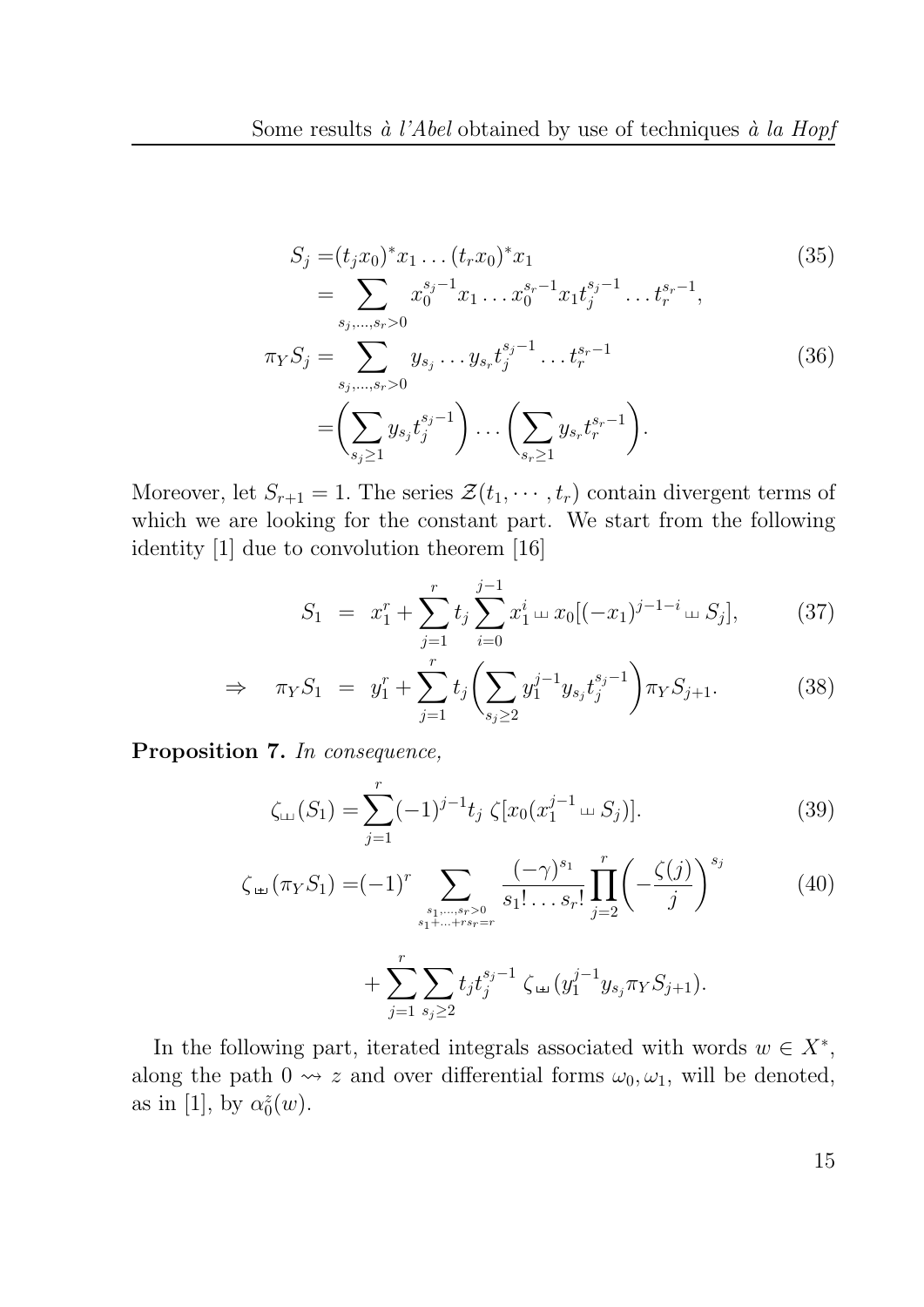$$
\begin{aligned}
S_j =& (t_j x_0)^* x_1 \ldots (t_r x_0)^* x_1 \\
=& \sum_{s_j,\ldots,s_r>0} x_0^{s_j-1} x_1 \ldots x_0^{s_r-1} x_1 t_j^{s_j-1} \ldots t_r^{s_r-1},
\end{aligned} \tag{35}
$$

$$
\begin{aligned}
\pi_Y S_j =& \sum_{s_j,\ldots,s_r>0} y_{s_j} \ldots y_{s_r} t_j^{s_j-1} \ldots t_r^{s_r-1} \\
=& \left( \sum_{s_j \geq 1} y_{s_j} t_j^{s_j-1} \right) \ldots \left( \sum_{s_r \geq 1} y_{s_r} t_r^{s_r-1} \right).
\end{aligned} \tag{36}
$$

Moreover, let $S_{r+1} = 1$. The series $\mathcal{Z}(t_1, \cdots, t_r)$ contain divergent terms of which we are looking for the constant part. We start from the following identity [1] due to convolution theorem [16]

$$
S_1 = x_1^r + \sum_{j=1}^{r} t_j \sum_{i=0}^{j-1} x_1^i ⧢ x_0[(-x_1)^{j-1-i} ⧢ S_j], \tag{37}
$$

$$
\Rightarrow \quad \pi_Y S_1 = y_1^r + \sum_{j=1}^{r} t_j \left( \sum_{s_j \geq 2} y_1^{j-1} y_{s_j} t_j^{s_j-1} \right) \pi_Y S_{j+1}. \tag{38}
$$

**Proposition 7.** *In consequence,*

$$
\zeta_{⧢}(S_1) = \sum_{j=1}^{r} (-1)^{j-1} t_j \; \zeta[x_0(x_1^{j-1} ⧢ S_j)]. \tag{39}
$$

$$
\begin{aligned}
\zeta_{\text{⧢}}(\pi_Y S_1) =& (-1)^r \sum_{\substack{s_1,\ldots,s_r>0 \\ s_1+\ldots+rs_r=r}} \frac{(-\gamma)^{s_1}}{s_1! \ldots s_r!} \prod_{j=2}^{r} \left( -\frac{\zeta(j)}{j} \right)^{s_j} \\
&+ \sum_{j=1}^{r} \sum_{s_j \geq 2} t_j t_j^{s_j-1} \; \zeta_{\text{⧢}}(y_1^{j-1} y_{s_j} \pi_Y S_{j+1}).
\end{aligned} \tag{40}
$$

In the following part, iterated integrals associated with words $w \in X^*$, along the path $0 \rightsquigarrow z$ and over differential forms $\omega_0, \omega_1$, will be denoted, as in [1], by $\alpha_0^z(w)$.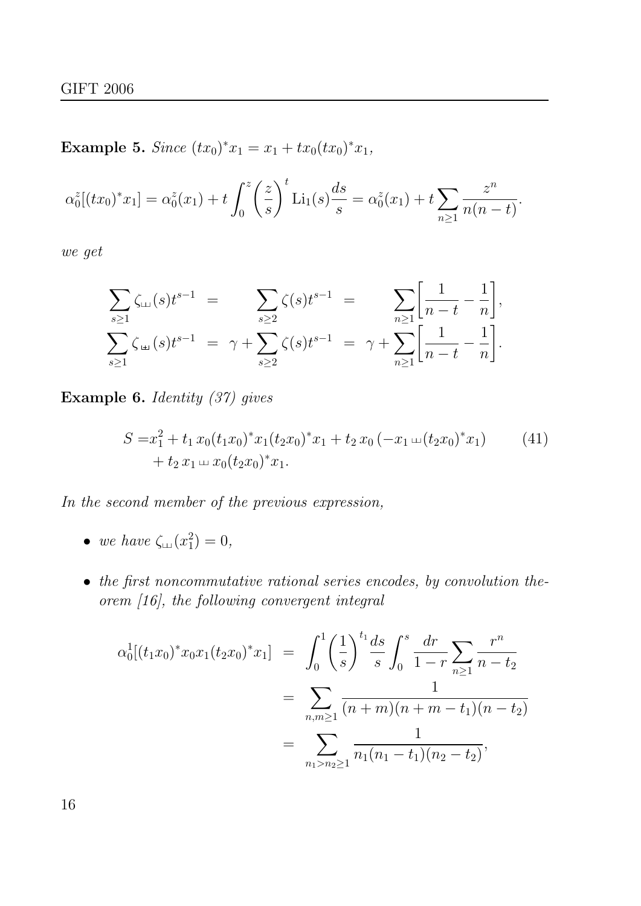**Example 5.** *Since* $(tx_0)^*x_1 = x_1 + tx_0(tx_0)^*x_1$,

$$\alpha_0^z[(tx_0)^*x_1] = \alpha_0^z(x_1) + t\int_0^z \left(\frac{z}{s}\right)^t \mathrm{Li}_1(s)\frac{ds}{s} = \alpha_0^z(x_1) + t\sum_{n\geq 1}\frac{z^n}{n(n-t)}.$$

*we get*

$$\begin{aligned}
\sum_{s\geq 1}\zeta_{\sqcup\!\sqcup}(s)t^{s-1} &= \sum_{s\geq 2}\zeta(s)t^{s-1} = \sum_{n\geq 1}\left[\frac{1}{n-t}-\frac{1}{n}\right],\\
\sum_{s\geq 1}\zeta_{\uplus}(s)t^{s-1} &= \gamma + \sum_{s\geq 2}\zeta(s)t^{s-1} = \gamma + \sum_{n\geq 1}\left[\frac{1}{n-t}-\frac{1}{n}\right].
\end{aligned}$$

**Example 6.** *Identity (37) gives*

$$\begin{aligned}
S =& x_1^2 + t_1\,x_0(t_1x_0)^*x_1(t_2x_0)^*x_1 + t_2\,x_0\,(-x_1 \sqcup\!\sqcup (t_2x_0)^*x_1) \\
&+ t_2\,x_1 \sqcup\!\sqcup x_0(t_2x_0)^*x_1.
\end{aligned} \tag{41}$$

*In the second member of the previous expression,*

- *we have* $\zeta_{\sqcup\!\sqcup}(x_1^2) = 0$,
- *the first noncommutative rational series encodes, by convolution theorem [16], the following convergent integral*

$$\begin{aligned}
\alpha_0^1[(t_1x_0)^*x_0x_1(t_2x_0)^*x_1] &= \int_0^1\left(\frac{1}{s}\right)^{t_1}\frac{ds}{s}\int_0^s\frac{dr}{1-r}\sum_{n\geq 1}\frac{r^n}{n-t_2}\\
&= \sum_{n,m\geq 1}\frac{1}{(n+m)(n+m-t_1)(n-t_2)}\\
&= \sum_{n_1>n_2\geq 1}\frac{1}{n_1(n_1-t_1)(n_2-t_2)},
\end{aligned}$$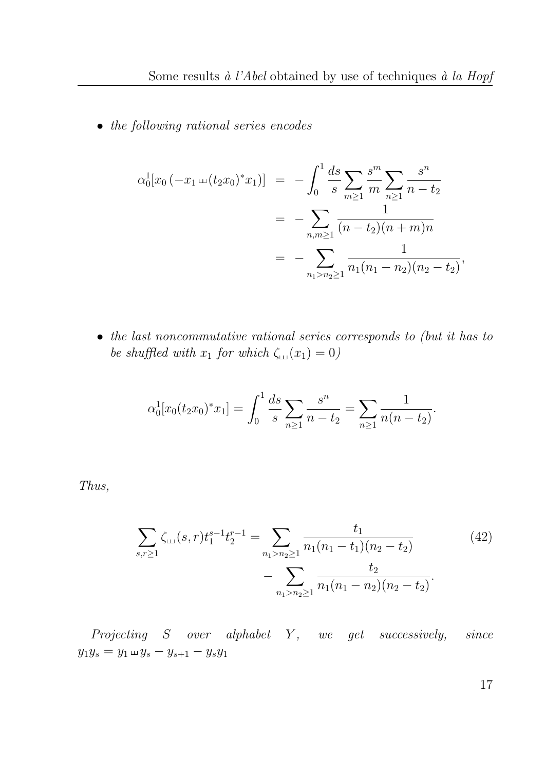- *the following rational series encodes*

$$
\begin{aligned}
\alpha_0^1[x_0\,(-x_1 \sqcup\!\sqcup (t_2x_0)^* x_1)] &= -\int_0^1 \frac{ds}{s} \sum_{m\geq 1} \frac{s^m}{m} \sum_{n\geq 1} \frac{s^n}{n-t_2} \\
&= -\sum_{n,m\geq 1} \frac{1}{(n-t_2)(n+m)n} \\
&= -\sum_{n_1>n_2\geq 1} \frac{1}{n_1(n_1-n_2)(n_2-t_2)},
\end{aligned}
$$

- *the last noncommutative rational series corresponds to (but it has to be shuffled with $x_1$ for which $\zeta_{\sqcup\!\sqcup}(x_1)=0$)*

$$
\alpha_0^1[x_0(t_2x_0)^*x_1] = \int_0^1 \frac{ds}{s} \sum_{n\geq 1} \frac{s^n}{n-t_2} = \sum_{n\geq 1} \frac{1}{n(n-t_2)}.
$$

*Thus,*

$$
\begin{aligned}
\sum_{s,r\geq 1} \zeta_{\sqcup\!\sqcup}(s,r) t_1^{s-1} t_2^{r-1} = \sum_{n_1>n_2\geq 1} \frac{t_1}{n_1(n_1-t_1)(n_2-t_2)} \\
- \sum_{n_1>n_2\geq 1} \frac{t_2}{n_1(n_1-n_2)(n_2-t_2)}.
\end{aligned}
\tag{42}
$$

*Projecting $S$ over alphabet $Y$, we get successively, since* $y_1y_s = y_1 \,⧢\, y_s - y_{s+1} - y_sy_1$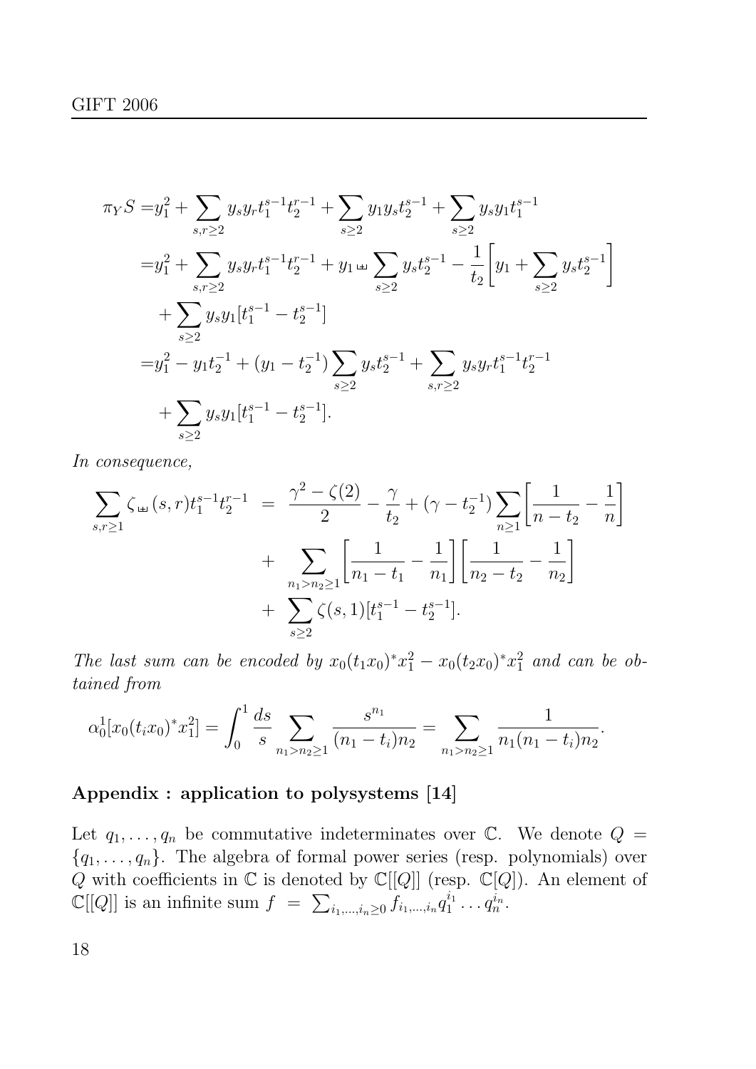$$
\begin{aligned}
\pi_Y S =& y_1^2 + \sum_{s,r\geq 2} y_s y_r t_1^{s-1} t_2^{r-1} + \sum_{s\geq 2} y_1 y_s t_2^{s-1} + \sum_{s\geq 2} y_s y_1 t_1^{s-1} \\
=& y_1^2 + \sum_{s,r\geq 2} y_s y_r t_1^{s-1} t_2^{r-1} + y_1 ⧢ \sum_{s\geq 2} y_s t_2^{s-1} - \frac{1}{t_2}\left[y_1 + \sum_{s\geq 2} y_s t_2^{s-1}\right] \\
&+ \sum_{s\geq 2} y_s y_1 [t_1^{s-1} - t_2^{s-1}] \\
=& y_1^2 - y_1 t_2^{-1} + (y_1 - t_2^{-1}) \sum_{s\geq 2} y_s t_2^{s-1} + \sum_{s,r\geq 2} y_s y_r t_1^{s-1} t_2^{r-1} \\
&+ \sum_{s\geq 2} y_s y_1 [t_1^{s-1} - t_2^{s-1}].
\end{aligned}
$$

*In consequence,*

$$
\begin{aligned}
\sum_{s,r\geq 1} \zeta_{⧢}(s,r) t_1^{s-1} t_2^{r-1} &= \frac{\gamma^2 - \zeta(2)}{2} - \frac{\gamma}{t_2} + (\gamma - t_2^{-1}) \sum_{n\geq 1} \left[\frac{1}{n - t_2} - \frac{1}{n}\right] \\
&+ \sum_{n_1 > n_2 \geq 1} \left[\frac{1}{n_1 - t_1} - \frac{1}{n_1}\right]\left[\frac{1}{n_2 - t_2} - \frac{1}{n_2}\right] \\
&+ \sum_{s\geq 2} \zeta(s,1) [t_1^{s-1} - t_2^{s-1}].
\end{aligned}
$$

*The last sum can be encoded by $x_0(t_1x_0)^* x_1^2 - x_0(t_2x_0)^* x_1^2$ and can be obtained from*

$$
\alpha_0^1[x_0(t_i x_0)^* x_1^2] = \int_0^1 \frac{ds}{s} \sum_{n_1 > n_2 \geq 1} \frac{s^{n_1}}{(n_1 - t_i) n_2} = \sum_{n_1 > n_2 \geq 1} \frac{1}{n_1 (n_1 - t_i) n_2}.
$$

## Appendix : application to polysystems [14]

Let $q_1, \ldots, q_n$ be commutative indeterminates over $\mathbb{C}$. We denote $Q = \{q_1, \ldots, q_n\}$. The algebra of formal power series (resp. polynomials) over $Q$ with coefficients in $\mathbb{C}$ is denoted by $\mathbb{C}[[Q]]$ (resp. $\mathbb{C}[Q]$). An element of $\mathbb{C}[[Q]]$ is an infinite sum $f = \sum_{i_1,\ldots,i_n \geq 0} f_{i_1,\ldots,i_n} q_1^{i_1} \ldots q_n^{i_n}$.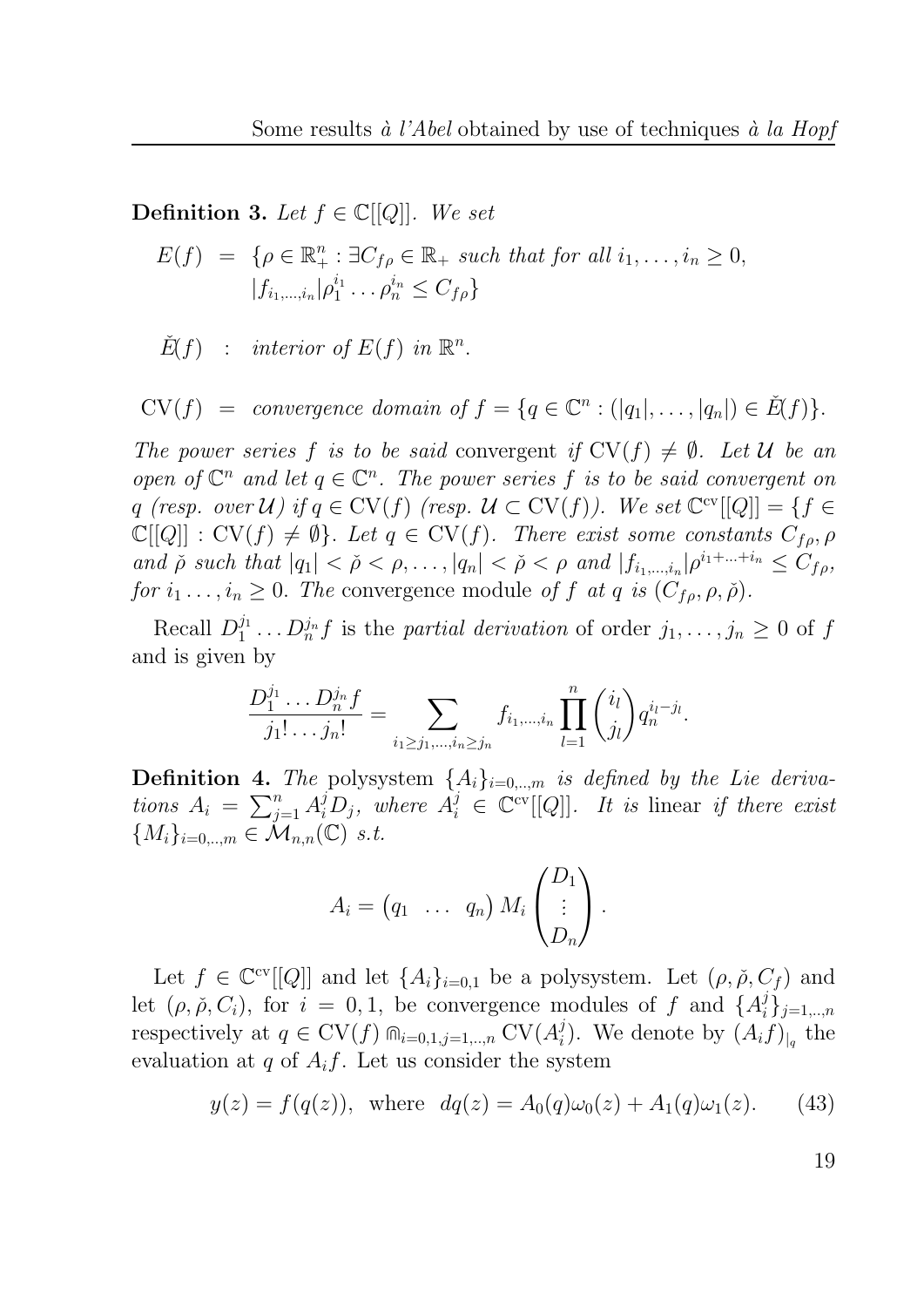**Definition 3.** *Let $f \in \mathbb{C}[[Q]]$. We set*

$$
\begin{aligned}
E(f) &= \{\rho \in \mathbb{R}_+^n : \exists C_{f\rho} \in \mathbb{R}_+ \text{ such that for all } i_1, \ldots, i_n \geq 0, \\
&\qquad |f_{i_1,\ldots,i_n}|\rho_1^{i_1} \ldots \rho_n^{i_n} \leq C_{f\rho}\} \\
\check{E}(f) &: \text{ interior of } E(f) \text{ in } \mathbb{R}^n. \\
\mathrm{CV}(f) &= \text{convergence domain of } f = \{q \in \mathbb{C}^n : (|q_1|, \ldots, |q_n|) \in \check{E}(f)\}.
\end{aligned}
$$

*The power series $f$ is to be said* convergent *if $\mathrm{CV}(f) \neq \emptyset$. Let $\mathcal{U}$ be an open of $\mathbb{C}^n$ and let $q \in \mathbb{C}^n$. The power series $f$ is to be said convergent on $q$ (resp. over $\mathcal{U}$) if $q \in \mathrm{CV}(f)$ (resp. $\mathcal{U} \subset \mathrm{CV}(f)$). We set $\mathbb{C}^{\mathrm{cv}}[[Q]] = \{f \in \mathbb{C}[[Q]] : \mathrm{CV}(f) \neq \emptyset\}$. Let $q \in \mathrm{CV}(f)$. There exist some constants $C_{f\rho}, \rho$ and $\check{\rho}$ such that $|q_1| < \check{\rho} < \rho, \ldots, |q_n| < \check{\rho} < \rho$ and $|f_{i_1,\ldots,i_n}|\rho^{i_1+\ldots+i_n} \leq C_{f\rho}$, for $i_1 \ldots, i_n \geq 0$. The* convergence module *of $f$ at $q$ is $(C_{f\rho}, \rho, \check{\rho})$.*

Recall $D_1^{j_1} \ldots D_n^{j_n} f$ is the *partial derivation* of order $j_1, \ldots, j_n \geq 0$ of $f$ and is given by

$$
\frac{D_1^{j_1} \ldots D_n^{j_n} f}{j_1! \ldots j_n!} = \sum_{i_1 \geq j_1, \ldots, i_n \geq j_n} f_{i_1,\ldots,i_n} \prod_{l=1}^{n} \binom{i_l}{j_l} q_n^{i_l - j_l}.
$$

**Definition 4.** *The* polysystem *$\{A_i\}_{i=0,..,m}$ is defined by the Lie derivations $A_i = \sum_{j=1}^n A_i^j D_j$, where $A_i^j \in \mathbb{C}^{\mathrm{cv}}[[Q]]$. It is* linear *if there exist $\{M_i\}_{i=0,..,m} \in \mathcal{M}_{n,n}(\mathbb{C})$ s.t.*

$$
A_i = \begin{pmatrix} q_1 & \ldots & q_n \end{pmatrix} M_i \begin{pmatrix} D_1 \\ \vdots \\ D_n \end{pmatrix}.
$$

Let $f \in \mathbb{C}^{\mathrm{cv}}[[Q]]$ and let $\{A_i\}_{i=0,1}$ be a polysystem. Let $(\rho, \check{\rho}, C_f)$ and let $(\rho, \check{\rho}, C_i)$, for $i = 0, 1$, be convergence modules of $f$ and $\{A_i^j\}_{j=1,..,n}$ respectively at $q \in \mathrm{CV}(f) \Cap_{i=0,1, j=1,..,n} \mathrm{CV}(A_i^j)$. We denote by $(A_i f)_{|_q}$ the evaluation at $q$ of $A_i f$. Let us consider the system

$$
y(z) = f(q(z)), \quad \text{where} \quad dq(z) = A_0(q)\omega_0(z) + A_1(q)\omega_1(z). \tag{43}
$$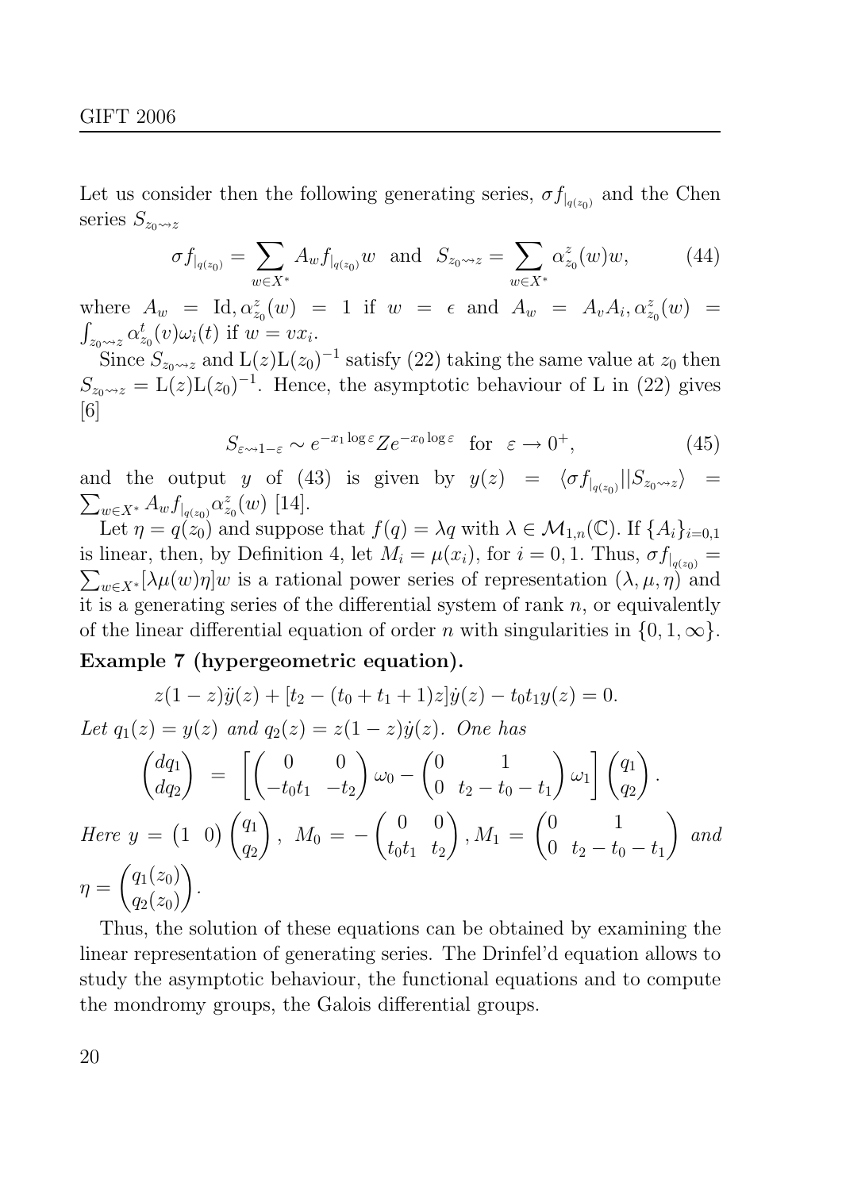Let us consider then the following generating series, $\sigma f_{|_{q(z_0)}}$ and the Chen series $S_{z_0 \rightsquigarrow z}$

$$\sigma f_{|_{q(z_0)}} = \sum_{w \in X^*} A_w f_{|_{q(z_0)}} w \quad \text{and} \quad S_{z_0 \rightsquigarrow z} = \sum_{w \in X^*} \alpha_{z_0}^z(w) w, \tag{44}$$

where $A_w = \mathrm{Id}, \alpha_{z_0}^z(w) = 1$ if $w = \epsilon$ and $A_w = A_v A_i, \alpha_{z_0}^z(w) = \int_{z_0 \rightsquigarrow z} \alpha_{z_0}^t(v) \omega_i(t)$ if $w = v x_i$.

Since $S_{z_0 \rightsquigarrow z}$ and $\mathrm{L}(z)\mathrm{L}(z_0)^{-1}$ satisfy (22) taking the same value at $z_0$ then $S_{z_0 \rightsquigarrow z} = \mathrm{L}(z)\mathrm{L}(z_0)^{-1}$. Hence, the asymptotic behaviour of L in (22) gives [6]

$$S_{\varepsilon \rightsquigarrow 1-\varepsilon} \sim e^{-x_1 \log \varepsilon} Z e^{-x_0 \log \varepsilon} \quad \text{for} \quad \varepsilon \to 0^+, \tag{45}$$

and the output $y$ of (43) is given by $y(z) = \langle \sigma f_{|_{q(z_0)}} || S_{z_0 \rightsquigarrow z} \rangle = \sum_{w \in X^*} A_w f_{|_{q(z_0)}} \alpha_{z_0}^z(w)$ [14].

Let $\eta = q(z_0)$ and suppose that $f(q) = \lambda q$ with $\lambda \in \mathcal{M}_{1,n}(\mathbb{C})$. If $\{A_i\}_{i=0,1}$ is linear, then, by Definition 4, let $M_i = \mu(x_i)$, for $i = 0, 1$. Thus, $\sigma f_{|_{q(z_0)}} = \sum_{w \in X^*} [\lambda \mu(w) \eta] w$ is a rational power series of representation $(\lambda, \mu, \eta)$ and it is a generating series of the differential system of rank $n$, or equivalently of the linear differential equation of order $n$ with singularities in $\{0, 1, \infty\}$.

**Example 7 (hypergeometric equation).**

$$z(1-z)\ddot{y}(z) + [t_2 - (t_0 + t_1 + 1)z]\dot{y}(z) - t_0 t_1 y(z) = 0.$$

*Let* $q_1(z) = y(z)$ *and* $q_2(z) = z(1-z)\dot{y}(z)$. *One has*

$$\begin{pmatrix} dq_1 \\ dq_2 \end{pmatrix} = \left[ \begin{pmatrix} 0 & 0 \\ -t_0 t_1 & -t_2 \end{pmatrix} \omega_0 - \begin{pmatrix} 0 & 1 \\ 0 & t_2 - t_0 - t_1 \end{pmatrix} \omega_1 \right] \begin{pmatrix} q_1 \\ q_2 \end{pmatrix}.$$

*Here* $y = \begin{pmatrix} 1 & 0 \end{pmatrix} \begin{pmatrix} q_1 \\ q_2 \end{pmatrix}$, $M_0 = -\begin{pmatrix} 0 & 0 \\ t_0 t_1 & t_2 \end{pmatrix}, M_1 = \begin{pmatrix} 0 & 1 \\ 0 & t_2 - t_0 - t_1 \end{pmatrix}$ *and* $\eta = \begin{pmatrix} q_1(z_0) \\ q_2(z_0) \end{pmatrix}$.

Thus, the solution of these equations can be obtained by examining the linear representation of generating series. The Drinfel'd equation allows to study the asymptotic behaviour, the functional equations and to compute the mondromy groups, the Galois differential groups.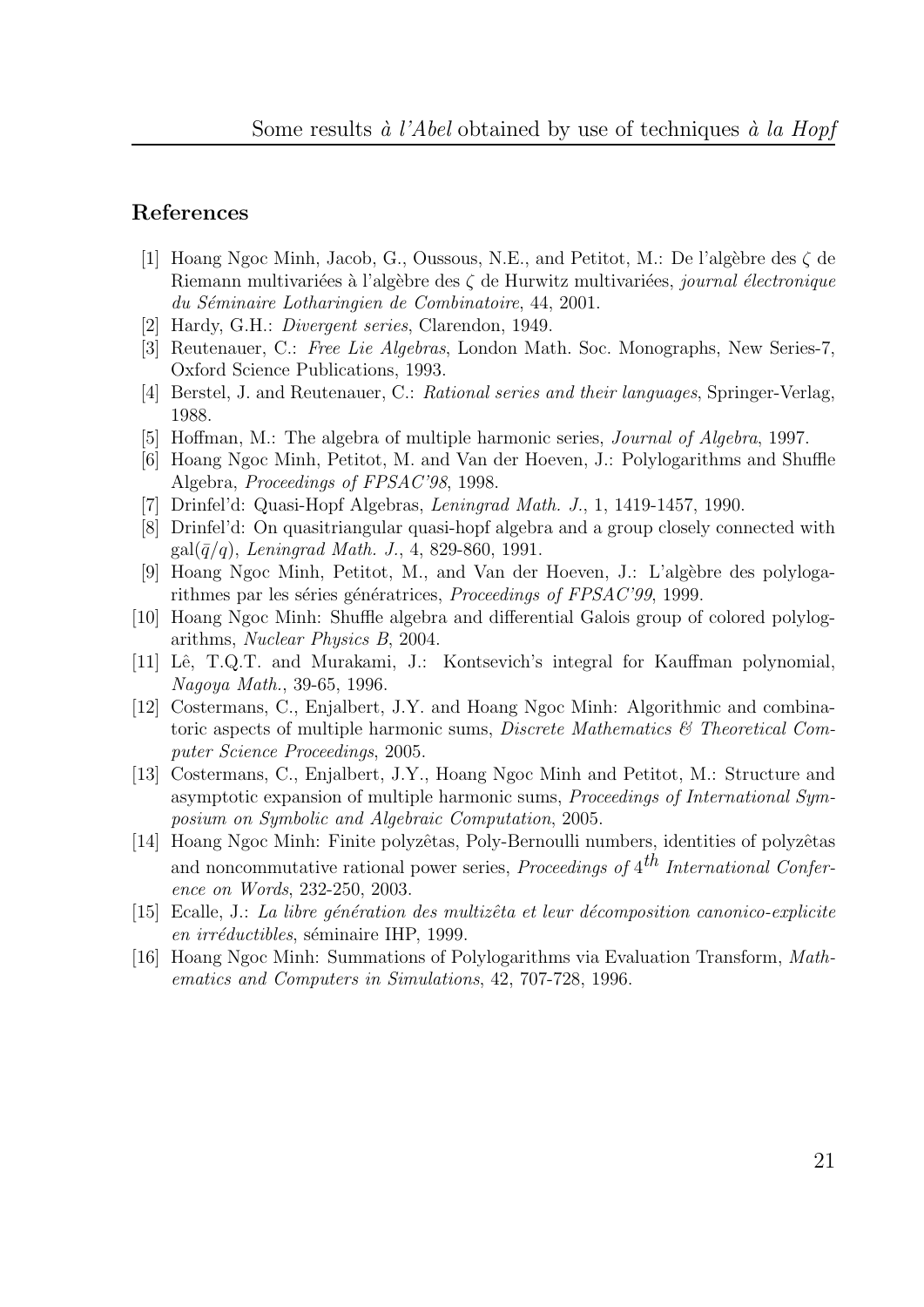## References

[1] Hoang Ngoc Minh, Jacob, G., Oussous, N.E., and Petitot, M.: De l'algèbre des $\zeta$ de Riemann multivariées à l'algèbre des $\zeta$ de Hurwitz multivariées, *journal électronique du Séminaire Lotharingien de Combinatoire*, 44, 2001.

[2] Hardy, G.H.: *Divergent series*, Clarendon, 1949.

[3] Reutenauer, C.: *Free Lie Algebras*, London Math. Soc. Monographs, New Series-7, Oxford Science Publications, 1993.

[4] Berstel, J. and Reutenauer, C.: *Rational series and their languages*, Springer-Verlag, 1988.

[5] Hoffman, M.: The algebra of multiple harmonic series, *Journal of Algebra*, 1997.

[6] Hoang Ngoc Minh, Petitot, M. and Van der Hoeven, J.: Polylogarithms and Shuffle Algebra, *Proceedings of FPSAC'98*, 1998.

[7] Drinfel'd: Quasi-Hopf Algebras, *Leningrad Math. J.*, 1, 1419-1457, 1990.

[8] Drinfel'd: On quasitriangular quasi-hopf algebra and a group closely connected with gal($\bar{q}/q$), *Leningrad Math. J.*, 4, 829-860, 1991.

[9] Hoang Ngoc Minh, Petitot, M., and Van der Hoeven, J.: L'algèbre des polylogarithmes par les séries génératrices, *Proceedings of FPSAC'99*, 1999.

[10] Hoang Ngoc Minh: Shuffle algebra and differential Galois group of colored polylogarithms, *Nuclear Physics B*, 2004.

[11] Lê, T.Q.T. and Murakami, J.: Kontsevich's integral for Kauffman polynomial, *Nagoya Math.*, 39-65, 1996.

[12] Costermans, C., Enjalbert, J.Y. and Hoang Ngoc Minh: Algorithmic and combinatoric aspects of multiple harmonic sums, *Discrete Mathematics & Theoretical Computer Science Proceedings*, 2005.

[13] Costermans, C., Enjalbert, J.Y., Hoang Ngoc Minh and Petitot, M.: Structure and asymptotic expansion of multiple harmonic sums, *Proceedings of International Symposium on Symbolic and Algebraic Computation*, 2005.

[14] Hoang Ngoc Minh: Finite polyzêtas, Poly-Bernoulli numbers, identities of polyzêtas and noncommutative rational power series, *Proceedings of $4^{th}$ International Conference on Words*, 232-250, 2003.

[15] Ecalle, J.: *La libre génération des multizêta et leur décomposition canonico-explicite en irréductibles*, séminaire IHP, 1999.

[16] Hoang Ngoc Minh: Summations of Polylogarithms via Evaluation Transform, *Mathematics and Computers in Simulations*, 42, 707-728, 1996.